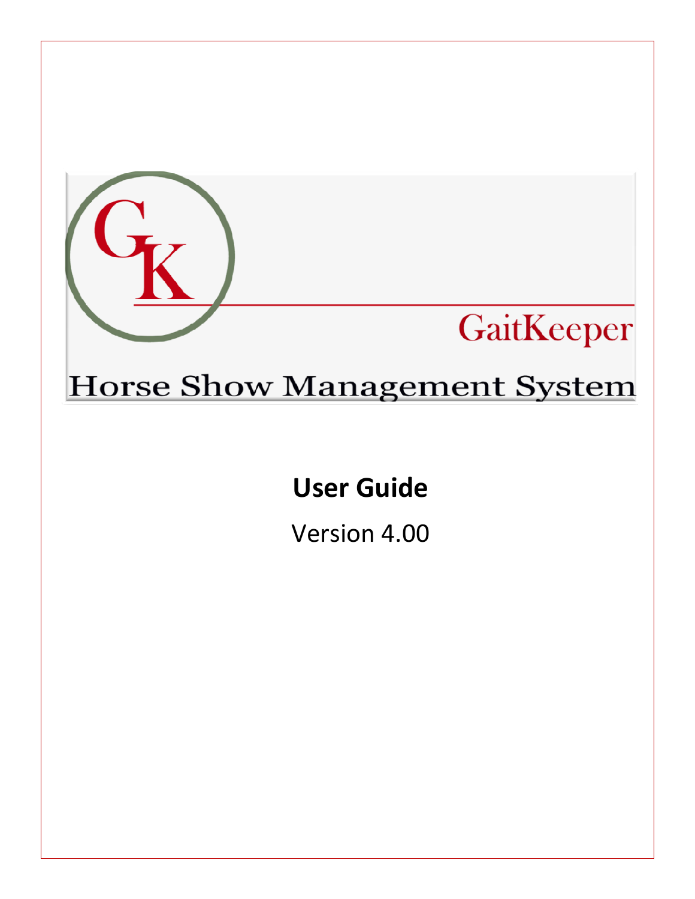GK

GaitKeeper

Horse Show Management System

# User Guide

Version 4.00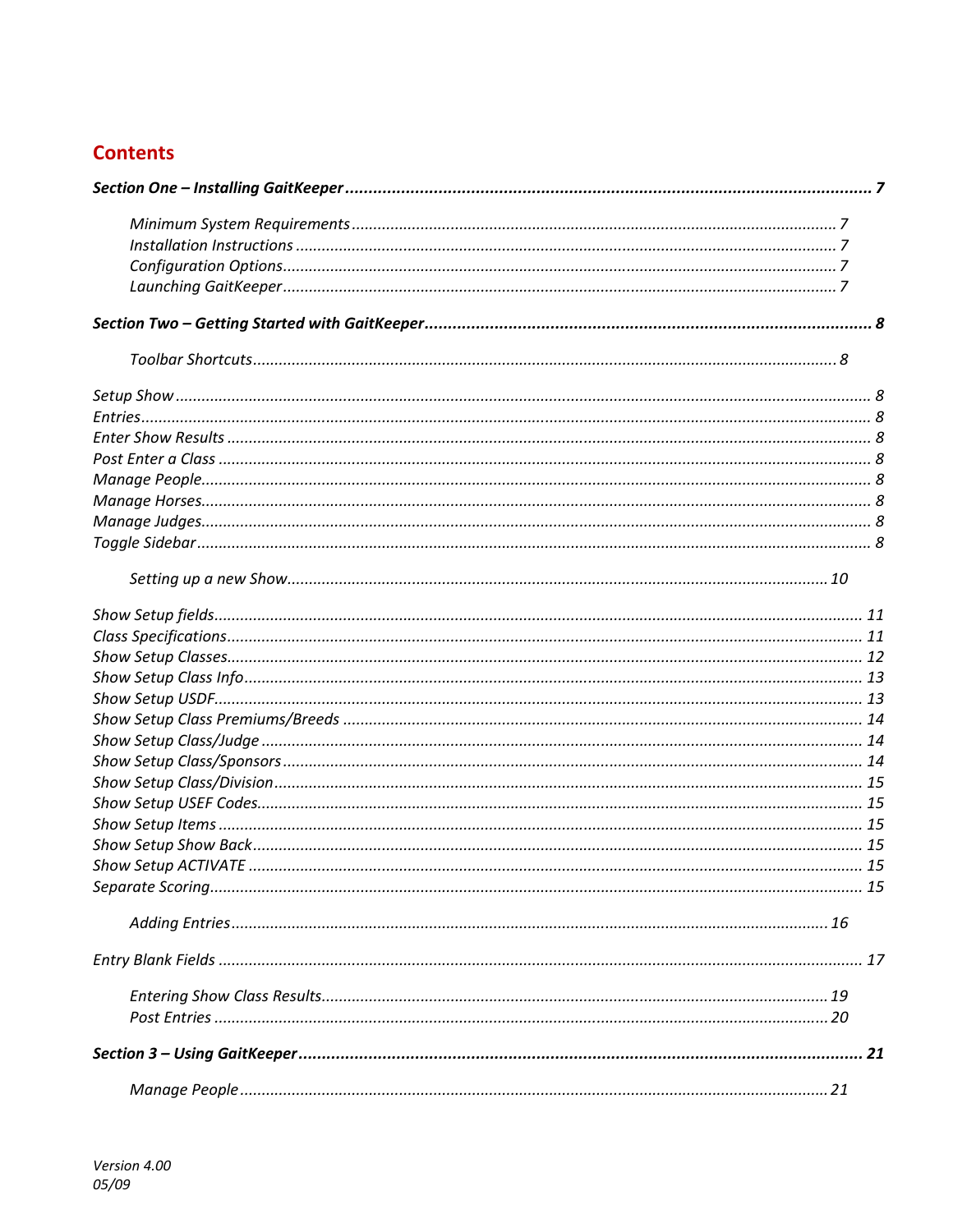# Contents

***Section One – Installing GaitKeeper*** ........................................................................................................... **7**

*Minimum System Requirements* ................................................................................................. 7
*Installation Instructions* ............................................................................................................. 7
*Configuration Options*................................................................................................................. 7
*Launching GaitKeeper*................................................................................................................. 7

***Section Two – Getting Started with GaitKeeper***.............................................................................................. **8**

*Toolbar Shortcuts*...................................................................................................................... 8

*Setup Show* ................................................................................................................................... 8
*Entries*........................................................................................................................................... 8
*Enter Show Results* ..................................................................................................................... 8
*Post Enter a Class* ....................................................................................................................... 8
*Manage People*............................................................................................................................. 8
*Manage Horses*............................................................................................................................ 8
*Manage Judges*............................................................................................................................. 8
*Toggle Sidebar* ............................................................................................................................ 8

*Setting up a new Show*............................................................................................................ 10

*Show Setup fields*....................................................................................................................... 11
*Class Specifications*................................................................................................................... 11
*Show Setup Classes*................................................................................................................... 12
*Show Setup Class Info*............................................................................................................... 13
*Show Setup USDF*...................................................................................................................... 13
*Show Setup Class Premiums/Breeds* ........................................................................................ 14
*Show Setup Class/Judge* ........................................................................................................... 14
*Show Setup Class/Sponsors* ..................................................................................................... 14
*Show Setup Class/Division*........................................................................................................ 15
*Show Setup USEF Codes*............................................................................................................ 15
*Show Setup Items* ..................................................................................................................... 15
*Show Setup Show Back*............................................................................................................. 15
*Show Setup ACTIVATE* .............................................................................................................. 15
*Separate Scoring*........................................................................................................................ 15

*Adding Entries*........................................................................................................................... 16

*Entry Blank Fields* ...................................................................................................................... 17

*Entering Show Class Results*..................................................................................................... 19
*Post Entries* ............................................................................................................................... 20

***Section 3 – Using GaitKeeper***............................................................................................................................ **21**

*Manage People* ......................................................................................................................... 21

*Version 4.00*
*05/09*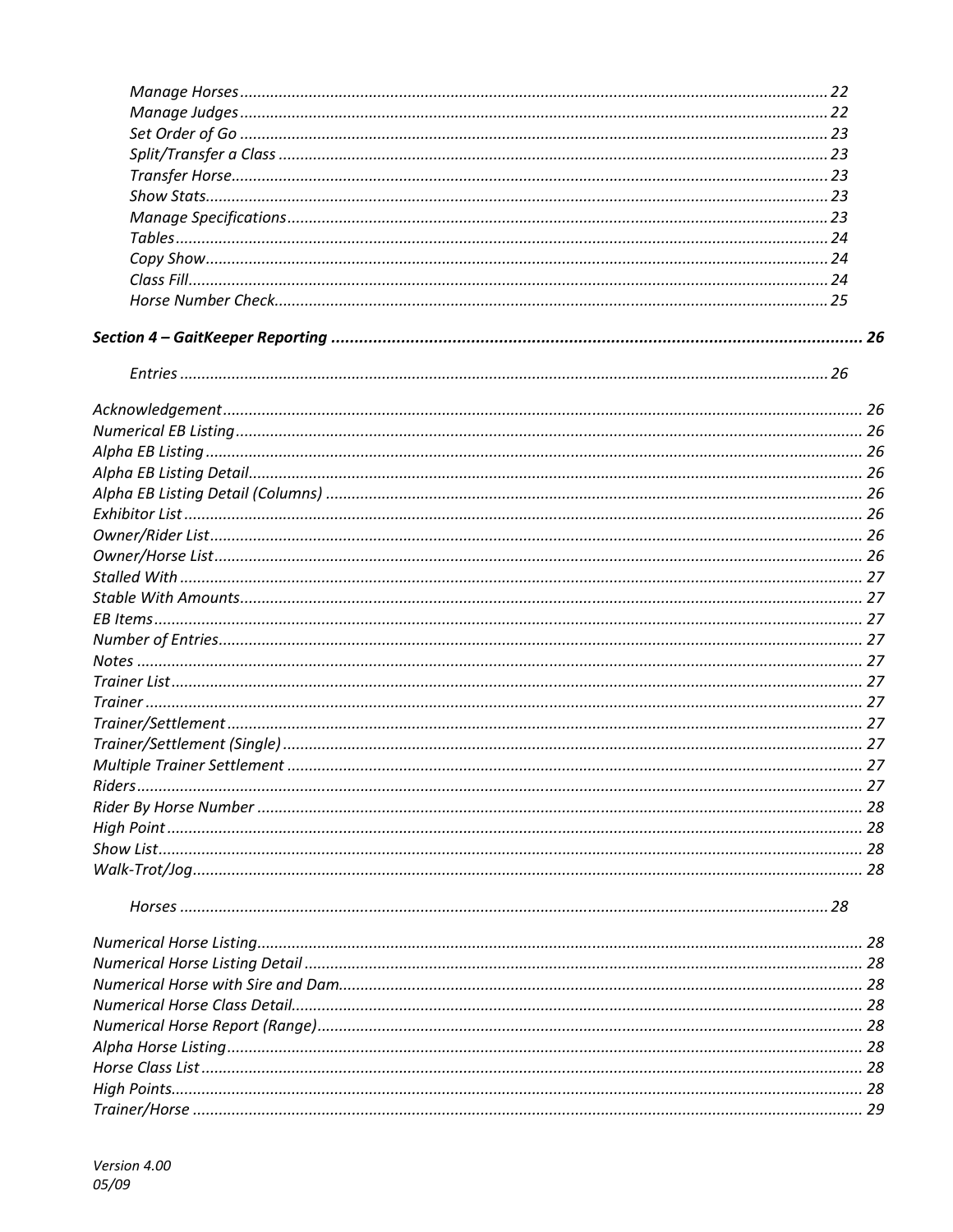*Manage Horses* ........................................................................................................ 22
*Manage Judges* ........................................................................................................ 22
*Set Order of Go* ........................................................................................................ 23
*Split/Transfer a Class* ............................................................................................... 23
*Transfer Horse*........................................................................................................... 23
*Show Stats*................................................................................................................. 23
*Manage Specifications*............................................................................................... 23
*Tables*........................................................................................................................ 24
*Copy Show*................................................................................................................. 24
*Class Fill*..................................................................................................................... 24
*Horse Number Check*................................................................................................. 25

***Section 4 – GaitKeeper Reporting*** ................................................................................ **26**

*Entries* ........................................................................................................................ 26

*Acknowledgement*........................................................................................................ 26
*Numerical EB Listing*.................................................................................................... 26
*Alpha EB Listing*.......................................................................................................... 26
*Alpha EB Listing Detail*................................................................................................. 26
*Alpha EB Listing Detail (Columns)* ................................................................................ 26
*Exhibitor List*................................................................................................................ 26
*Owner/Rider List*.......................................................................................................... 26
*Owner/Horse List*......................................................................................................... 26
*Stalled With* ................................................................................................................ 27
*Stable With Amounts*.................................................................................................... 27
*EB Items*...................................................................................................................... 27
*Number of Entries*........................................................................................................ 27
*Notes* .......................................................................................................................... 27
*Trainer List*.................................................................................................................. 27
*Trainer* ........................................................................................................................ 27
*Trainer/Settlement*....................................................................................................... 27
*Trainer/Settlement (Single)* .......................................................................................... 27
*Multiple Trainer Settlement* .......................................................................................... 27
*Riders*.......................................................................................................................... 27
*Rider By Horse Number* ................................................................................................ 28
*High Point*.................................................................................................................... 28
*Show List*..................................................................................................................... 28
*Walk-Trot/Jog*............................................................................................................... 28

*Horses* ........................................................................................................................ 28

*Numerical Horse Listing*................................................................................................ 28
*Numerical Horse Listing Detail* ..................................................................................... 28
*Numerical Horse with Sire and Dam*.............................................................................. 28
*Numerical Horse Class Detail*........................................................................................ 28
*Numerical Horse Report (Range)*.................................................................................. 28
*Alpha Horse Listing*...................................................................................................... 28
*Horse Class List*........................................................................................................... 28
*High Points*................................................................................................................... 28
*Trainer/Horse* .............................................................................................................. 29

*Version 4.00*
*05/09*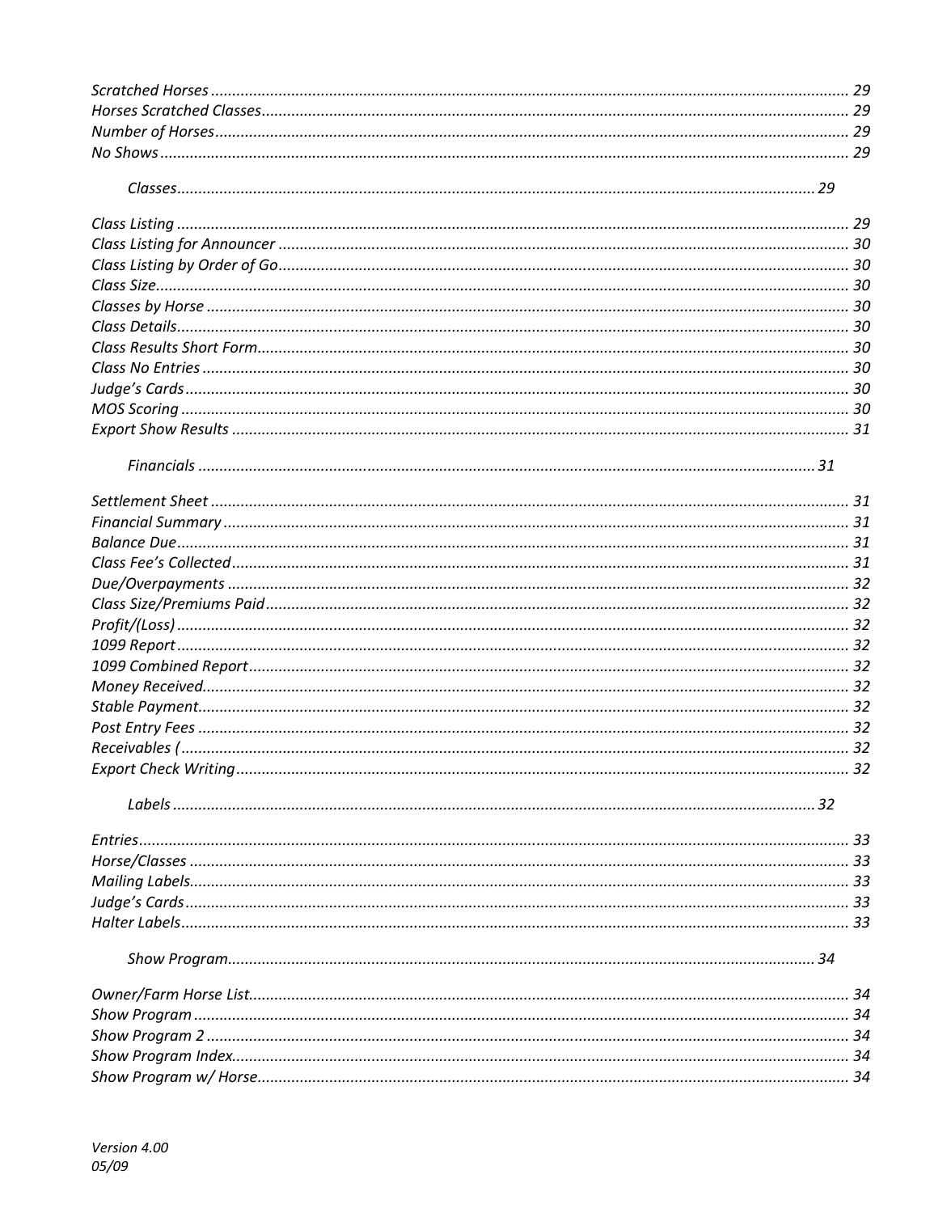*Scratched Horses* ............................................................................................................................................ *29*
*Horses Scratched Classes*............................................................................................................................. *29*
*Number of Horses*......................................................................................................................................... *29*
*No Shows*....................................................................................................................................................... *29*

*Classes*........................................................................................................................................... *29*

*Class Listing* ................................................................................................................................................... *29*
*Class Listing for Announcer* ........................................................................................................................... *30*
*Class Listing by Order of Go*........................................................................................................................... *30*
*Class Size*........................................................................................................................................................ *30*
*Classes by Horse* ............................................................................................................................................ *30*
*Class Details*.................................................................................................................................................... *30*
*Class Results Short Form*................................................................................................................................ *30*
*Class No Entries* .............................................................................................................................................. *30*
*Judge's Cards*................................................................................................................................................... *30*
*MOS Scoring* ................................................................................................................................................... *30*
*Export Show Results* ....................................................................................................................................... *31*

*Financials* ....................................................................................................................................... *31*

*Settlement Sheet* ............................................................................................................................................ *31*
*Financial Summary* ......................................................................................................................................... *31*
*Balance Due*.................................................................................................................................................... *31*
*Class Fee's Collected*....................................................................................................................................... *31*
*Due/Overpayments* ........................................................................................................................................ *32*
*Class Size/Premiums Paid*............................................................................................................................... *32*
*Profit/(Loss)* .................................................................................................................................................... *32*
*1099 Report*..................................................................................................................................................... *32*
*1099 Combined Report*................................................................................................................................... *32*
*Money Received*.............................................................................................................................................. *32*
*Stable Payment*............................................................................................................................................... *32*
*Post Entry Fees* ............................................................................................................................................... *32*
*Receivables (* .................................................................................................................................................. *32*
*Export Check Writing*...................................................................................................................................... *32*

*Labels* ............................................................................................................................................ *32*

*Entries*............................................................................................................................................................. *33*
*Horse/Classes* ................................................................................................................................................. *33*
*Mailing Labels*.................................................................................................................................................. *33*
*Judge's Cards*................................................................................................................................................... *33*
*Halter Labels*.................................................................................................................................................... *33*

*Show Program*................................................................................................................................ *34*

*Owner/Farm Horse List*................................................................................................................................... *34*
*Show Program* ................................................................................................................................................ *34*
*Show Program 2* .............................................................................................................................................. *34*
*Show Program Index*........................................................................................................................................ *34*
*Show Program w/ Horse*.................................................................................................................................. *34*

*Version 4.00*
*05/09*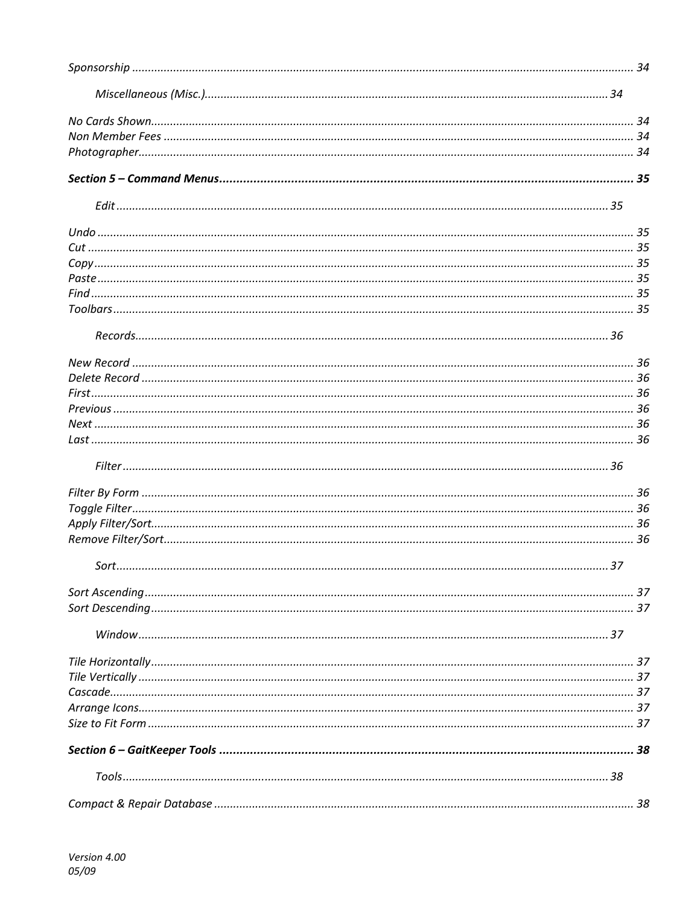*Sponsorship* ........................................................................................................ 34

*Miscellaneous (Misc.)*........................................................................................ 34

*No Cards Shown*.................................................................................................. 34
*Non Member Fees* ............................................................................................. 34
*Photographer*...................................................................................................... 34

***Section 5 – Command Menus***.............................................................................. 35

*Edit* ................................................................................................................... 35

*Undo* .................................................................................................................. 35
*Cut* ..................................................................................................................... 35
*Copy*................................................................................................................... 35
*Paste* .................................................................................................................. 35
*Find* .................................................................................................................... 35
*Toolbars*.............................................................................................................. 35

*Records*.............................................................................................................. 36

*New Record* ....................................................................................................... 36
*Delete Record* ..................................................................................................... 36
*First*.................................................................................................................... 36
*Previous* ............................................................................................................. 36
*Next* ................................................................................................................... 36
*Last* .................................................................................................................... 36

*Filter* ................................................................................................................. 36

*Filter By Form* .................................................................................................... 36
*Toggle Filter*........................................................................................................ 36
*Apply Filter/Sort*.................................................................................................. 36
*Remove Filter/Sort*.............................................................................................. 36

*Sort*.................................................................................................................... 37

*Sort Ascending*.................................................................................................... 37
*Sort Descending*.................................................................................................. 37

*Window*.............................................................................................................. 37

*Tile Horizontally*.................................................................................................. 37
*Tile Vertically* ...................................................................................................... 37
*Cascade*............................................................................................................... 37
*Arrange Icons*...................................................................................................... 37
*Size to Fit Form* ................................................................................................... 37

***Section 6 – GaitKeeper Tools*** .................................................................................. 38

*Tools*.................................................................................................................. 38

*Compact & Repair Database* ............................................................................... 38

*Version 4.00*
*05/09*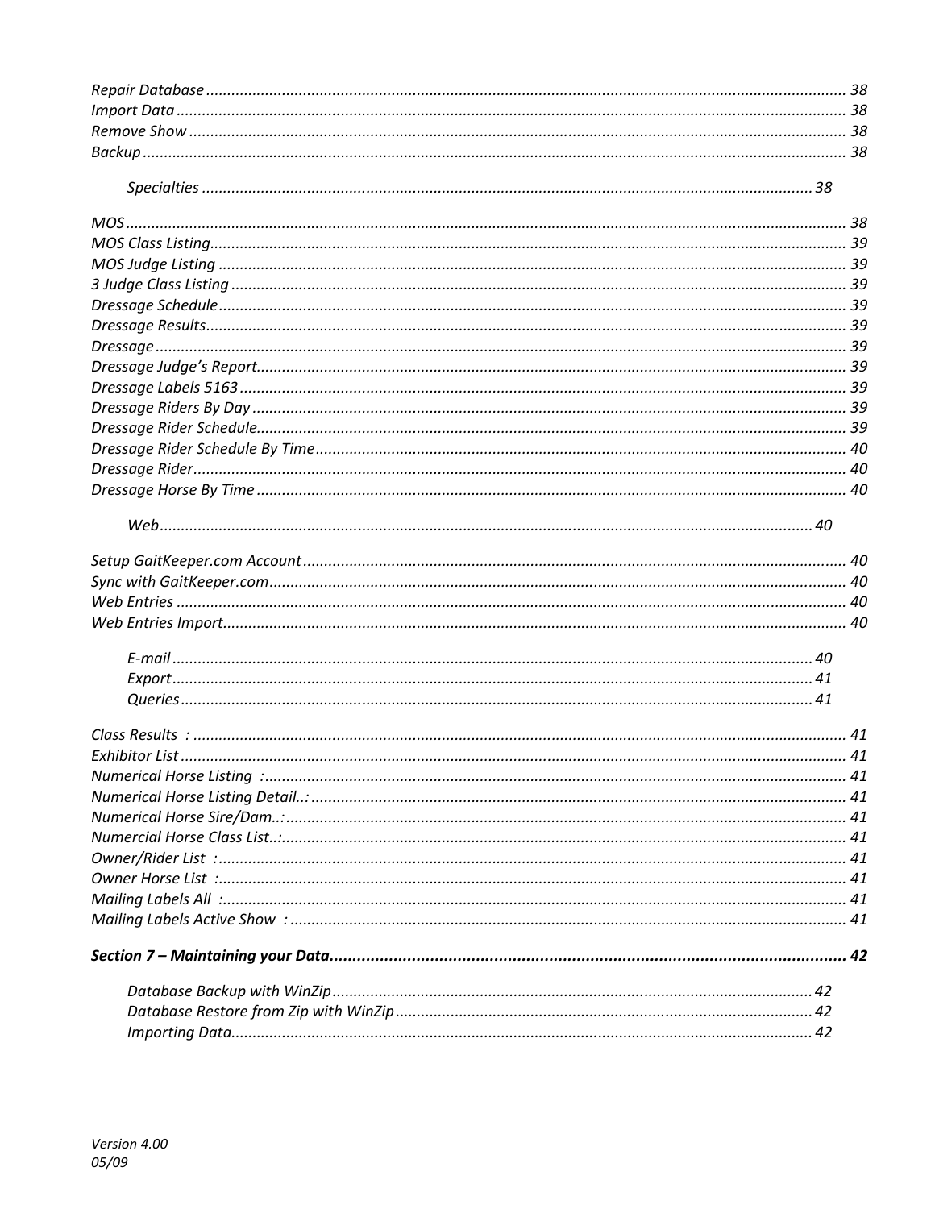*Repair Database* ..................................................................................................................................................... 38
*Import Data* ............................................................................................................................................................ 38
*Remove Show* ......................................................................................................................................................... 38
*Backup* ................................................................................................................................................................... 38

*Specialties* ............................................................................................................................................... 38

*MOS* ........................................................................................................................................................................ 38
*MOS Class Listing*..................................................................................................................................................... 39
*MOS Judge Listing* .................................................................................................................................................. 39
*3 Judge Class Listing* ............................................................................................................................................... 39
*Dressage Schedule* .................................................................................................................................................. 39
*Dressage Results*..................................................................................................................................................... 39
*Dressage* ................................................................................................................................................................. 39
*Dressage Judge's Report*.......................................................................................................................................... 39
*Dressage Labels 5163* ............................................................................................................................................. 39
*Dressage Riders By Day* .......................................................................................................................................... 39
*Dressage Rider Schedule*......................................................................................................................................... 39
*Dressage Rider Schedule By Time*............................................................................................................................ 40
*Dressage Rider*........................................................................................................................................................ 40
*Dressage Horse By Time* .......................................................................................................................................... 40

*Web*......................................................................................................................................................... 40

*Setup GaitKeeper.com Account* ............................................................................................................................... 40
*Sync with GaitKeeper.com*....................................................................................................................................... 40
*Web Entries* ............................................................................................................................................................ 40
*Web Entries Import*................................................................................................................................................. 40

*E-mail* ..................................................................................................................................................... 40
*Export*...................................................................................................................................................... 41
*Queries*.................................................................................................................................................... 41

*Class Results :* ........................................................................................................................................................ 41
*Exhibitor List* ........................................................................................................................................................... 41
*Numerical Horse Listing :*........................................................................................................................................ 41
*Numerical Horse Listing Detail..:* ............................................................................................................................. 41
*Numerical Horse Sire/Dam..:* ................................................................................................................................... 41
*Numercial Horse Class List..:*.................................................................................................................................... 41
*Owner/Rider List :* .................................................................................................................................................. 41
*Owner Horse List :* .................................................................................................................................................. 41
*Mailing Labels All :*.................................................................................................................................................. 41
*Mailing Labels Active Show :* .................................................................................................................................. 41

***Section 7 – Maintaining your Data***.................................................................................................................. **42**

*Database Backup with WinZip* ................................................................................................................. 42
*Database Restore from Zip with WinZip* .................................................................................................. 42
*Importing Data*......................................................................................................................................... 42

*Version 4.00*
*05/09*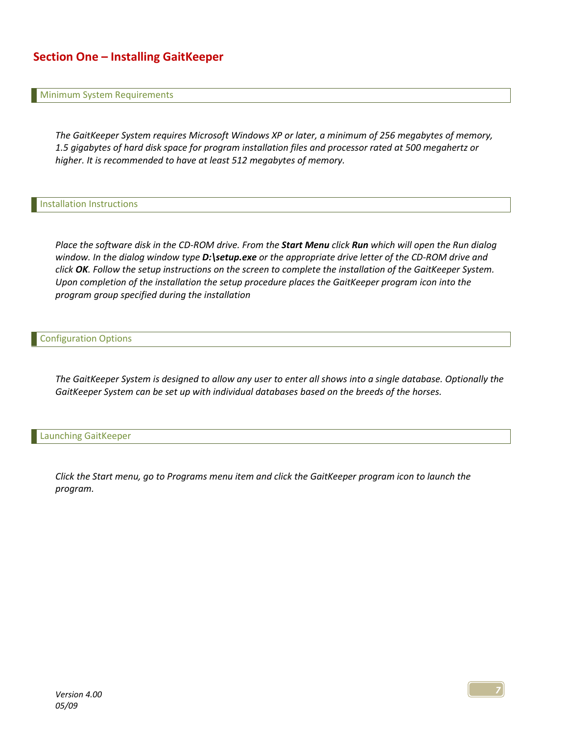# Section One – Installing GaitKeeper

## Minimum System Requirements

*The GaitKeeper System requires Microsoft Windows XP or later, a minimum of 256 megabytes of memory, 1.5 gigabytes of hard disk space for program installation files and processor rated at 500 megahertz or higher. It is recommended to have at least 512 megabytes of memory.*

## Installation Instructions

*Place the software disk in the CD-ROM drive. From the **Start Menu** click **Run** which will open the Run dialog window. In the dialog window type **D:\setup.exe** or the appropriate drive letter of the CD-ROM drive and click **OK**. Follow the setup instructions on the screen to complete the installation of the GaitKeeper System. Upon completion of the installation the setup procedure places the GaitKeeper program icon into the program group specified during the installation*

## Configuration Options

*The GaitKeeper System is designed to allow any user to enter all shows into a single database. Optionally the GaitKeeper System can be set up with individual databases based on the breeds of the horses.*

## Launching GaitKeeper

*Click the Start menu, go to Programs menu item and click the GaitKeeper program icon to launch the program.*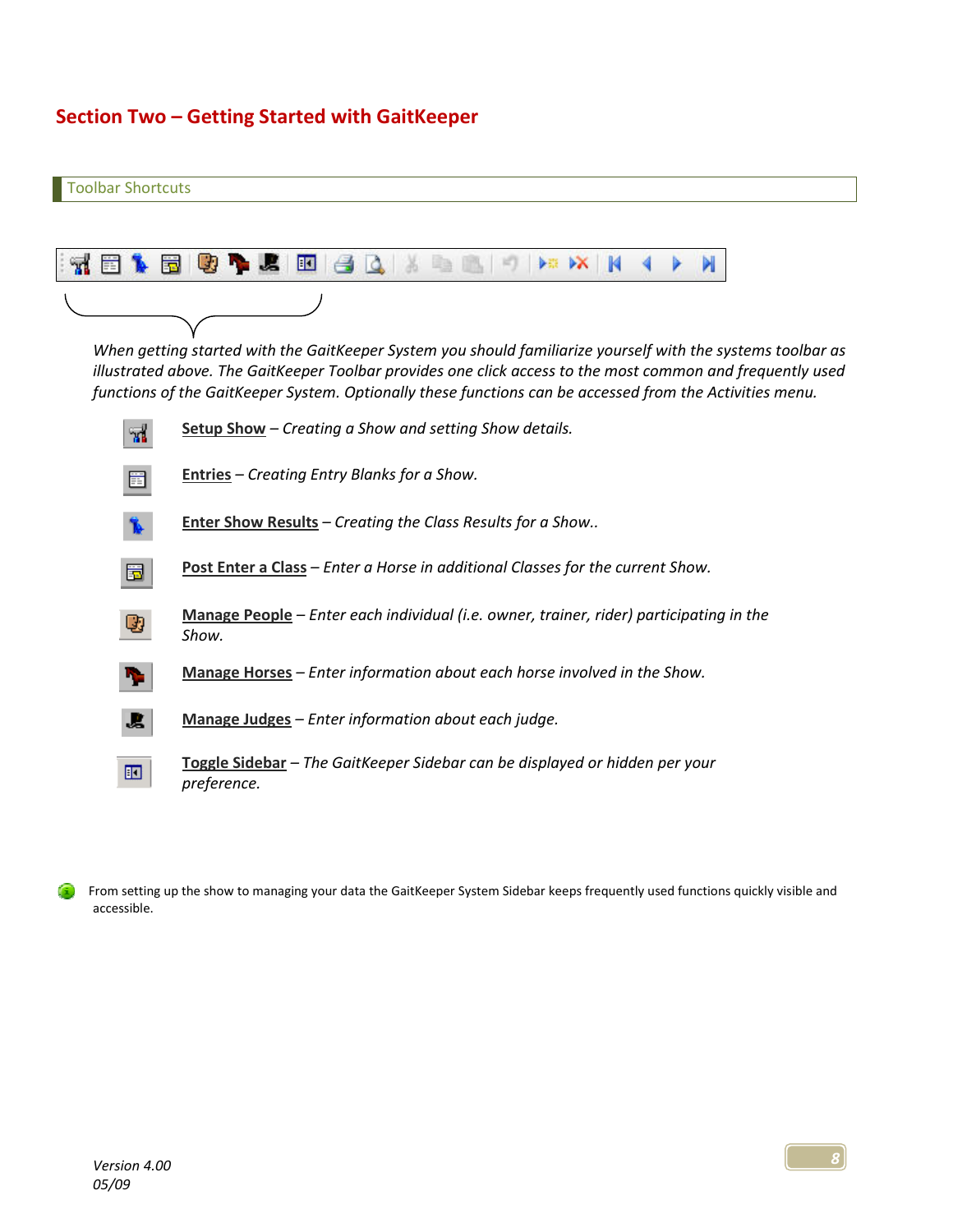# Section Two – Getting Started with GaitKeeper

## Toolbar Shortcuts

*When getting started with the GaitKeeper System you should familiarize yourself with the systems toolbar as illustrated above. The GaitKeeper Toolbar provides one click access to the most common and frequently used functions of the GaitKeeper System. Optionally these functions can be accessed from the Activities menu.*

- **Setup Show** – *Creating a Show and setting Show details.*
- **Entries** – *Creating Entry Blanks for a Show.*
- **Enter Show Results** – *Creating the Class Results for a Show..*
- **Post Enter a Class** – *Enter a Horse in additional Classes for the current Show.*
- **Manage People** – *Enter each individual (i.e. owner, trainer, rider) participating in the Show.*
- **Manage Horses** – *Enter information about each horse involved in the Show.*
- **Manage Judges** – *Enter information about each judge.*
- **Toggle Sidebar** – *The GaitKeeper Sidebar can be displayed or hidden per your preference.*

From setting up the show to managing your data the GaitKeeper System Sidebar keeps frequently used functions quickly visible and accessible.

*Version 4.00*
*05/09*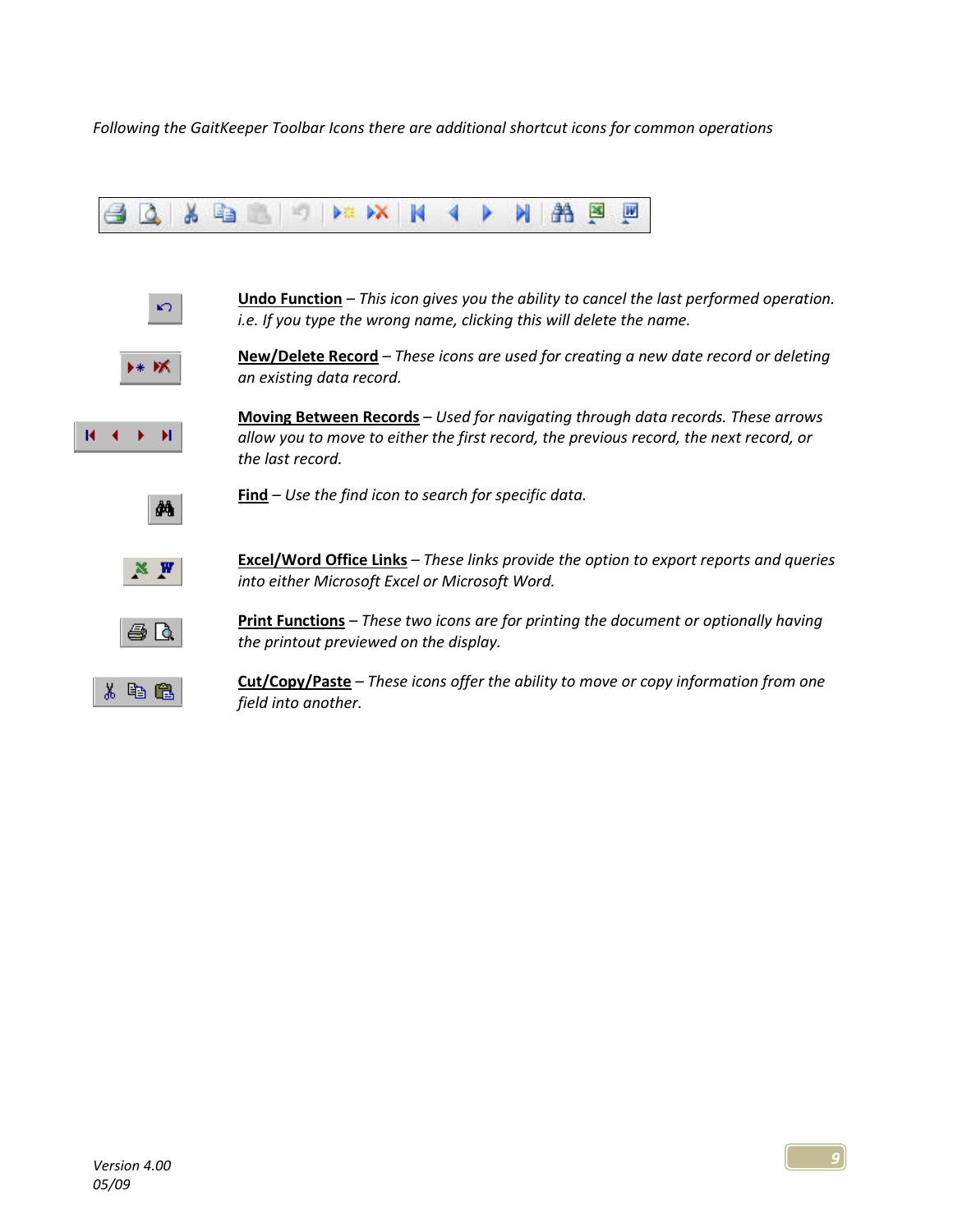*Following the GaitKeeper Toolbar Icons there are additional shortcut icons for common operations*

**Undo Function** – *This icon gives you the ability to cancel the last performed operation. i.e. If you type the wrong name, clicking this will delete the name.*

**New/Delete Record** – *These icons are used for creating a new date record or deleting an existing data record.*

**Moving Between Records** – *Used for navigating through data records. These arrows allow you to move to either the first record, the previous record, the next record, or the last record.*

**Find** – *Use the find icon to search for specific data.*

**Excel/Word Office Links** – *These links provide the option to export reports and queries into either Microsoft Excel or Microsoft Word.*

**Print Functions** – *These two icons are for printing the document or optionally having the printout previewed on the display.*

**Cut/Copy/Paste** – *These icons offer the ability to move or copy information from one field into another.*

*Version 4.00*
*05/09*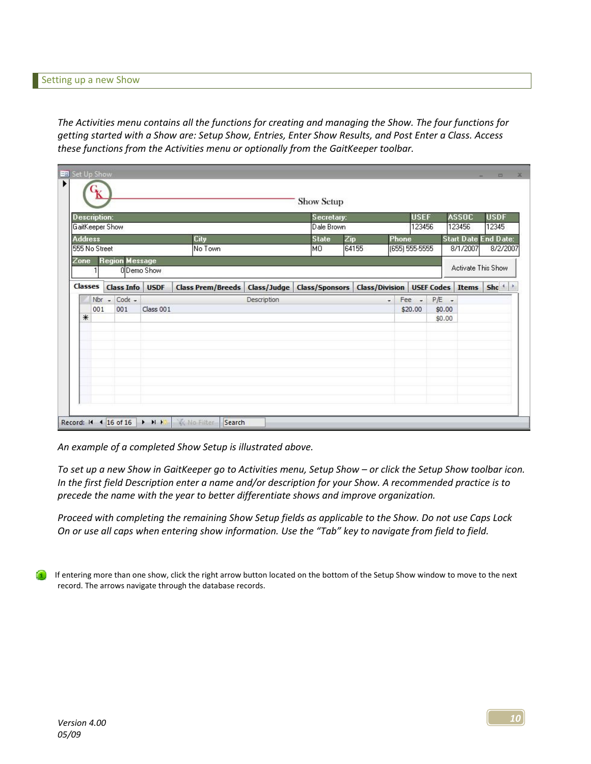## Setting up a new Show

*The Activities menu contains all the functions for creating and managing the Show. The four functions for getting started with a Show are: Setup Show, Entries, Enter Show Results, and Post Enter a Class. Access these functions from the Activities menu or optionally from the GaitKeeper toolbar.*

*An example of a completed Show Setup is illustrated above.*

*To set up a new Show in GaitKeeper go to Activities menu, Setup Show – or click the Setup Show toolbar icon. In the first field Description enter a name and/or description for your Show. A recommended practice is to precede the name with the year to better differentiate shows and improve organization.*

*Proceed with completing the remaining Show Setup fields as applicable to the Show. Do not use Caps Lock On or use all caps when entering show information. Use the "Tab" key to navigate from field to field.*

If entering more than one show, click the right arrow button located on the bottom of the Setup Show window to move to the next record. The arrows navigate through the database records.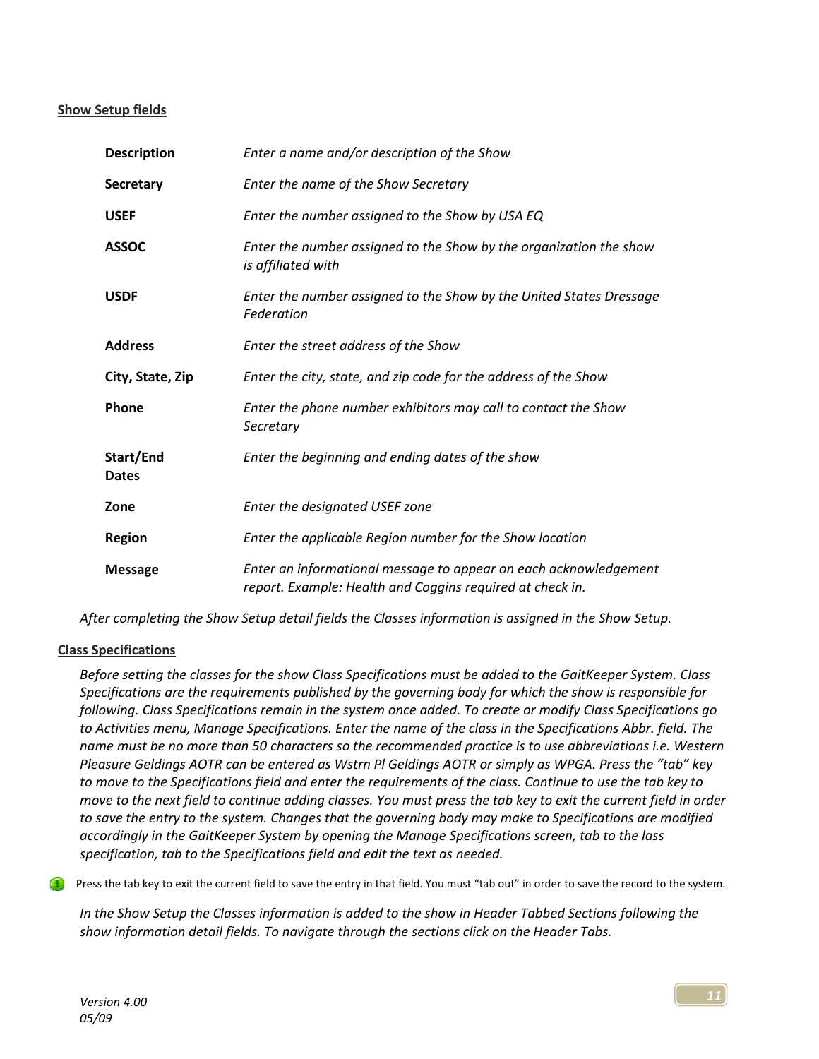## Show Setup fields

| | |
|---|---|
| **Description** | *Enter a name and/or description of the Show* |
| **Secretary** | *Enter the name of the Show Secretary* |
| **USEF** | *Enter the number assigned to the Show by USA EQ* |
| **ASSOC** | *Enter the number assigned to the Show by the organization the show is affiliated with* |
| **USDF** | *Enter the number assigned to the Show by the United States Dressage Federation* |
| **Address** | *Enter the street address of the Show* |
| **City, State, Zip** | *Enter the city, state, and zip code for the address of the Show* |
| **Phone** | *Enter the phone number exhibitors may call to contact the Show Secretary* |
| **Start/End Dates** | *Enter the beginning and ending dates of the show* |
| **Zone** | *Enter the designated USEF zone* |
| **Region** | *Enter the applicable Region number for the Show location* |
| **Message** | *Enter an informational message to appear on each acknowledgement report. Example: Health and Coggins required at check in.* |

*After completing the Show Setup detail fields the Classes information is assigned in the Show Setup.*

## Class Specifications

*Before setting the classes for the show Class Specifications must be added to the GaitKeeper System. Class Specifications are the requirements published by the governing body for which the show is responsible for following. Class Specifications remain in the system once added. To create or modify Class Specifications go to Activities menu, Manage Specifications. Enter the name of the class in the Specifications Abbr. field. The name must be no more than 50 characters so the recommended practice is to use abbreviations i.e. Western Pleasure Geldings AOTR can be entered as Wstrn Pl Geldings AOTR or simply as WPGA. Press the "tab" key to move to the Specifications field and enter the requirements of the class. Continue to use the tab key to move to the next field to continue adding classes. You must press the tab key to exit the current field in order to save the entry to the system. Changes that the governing body may make to Specifications are modified accordingly in the GaitKeeper System by opening the Manage Specifications screen, tab to the lass specification, tab to the Specifications field and edit the text as needed.*

Press the tab key to exit the current field to save the entry in that field. You must "tab out" in order to save the record to the system.

*In the Show Setup the Classes information is added to the show in Header Tabbed Sections following the show information detail fields. To navigate through the sections click on the Header Tabs.*

*Version 4.00*
*05/09*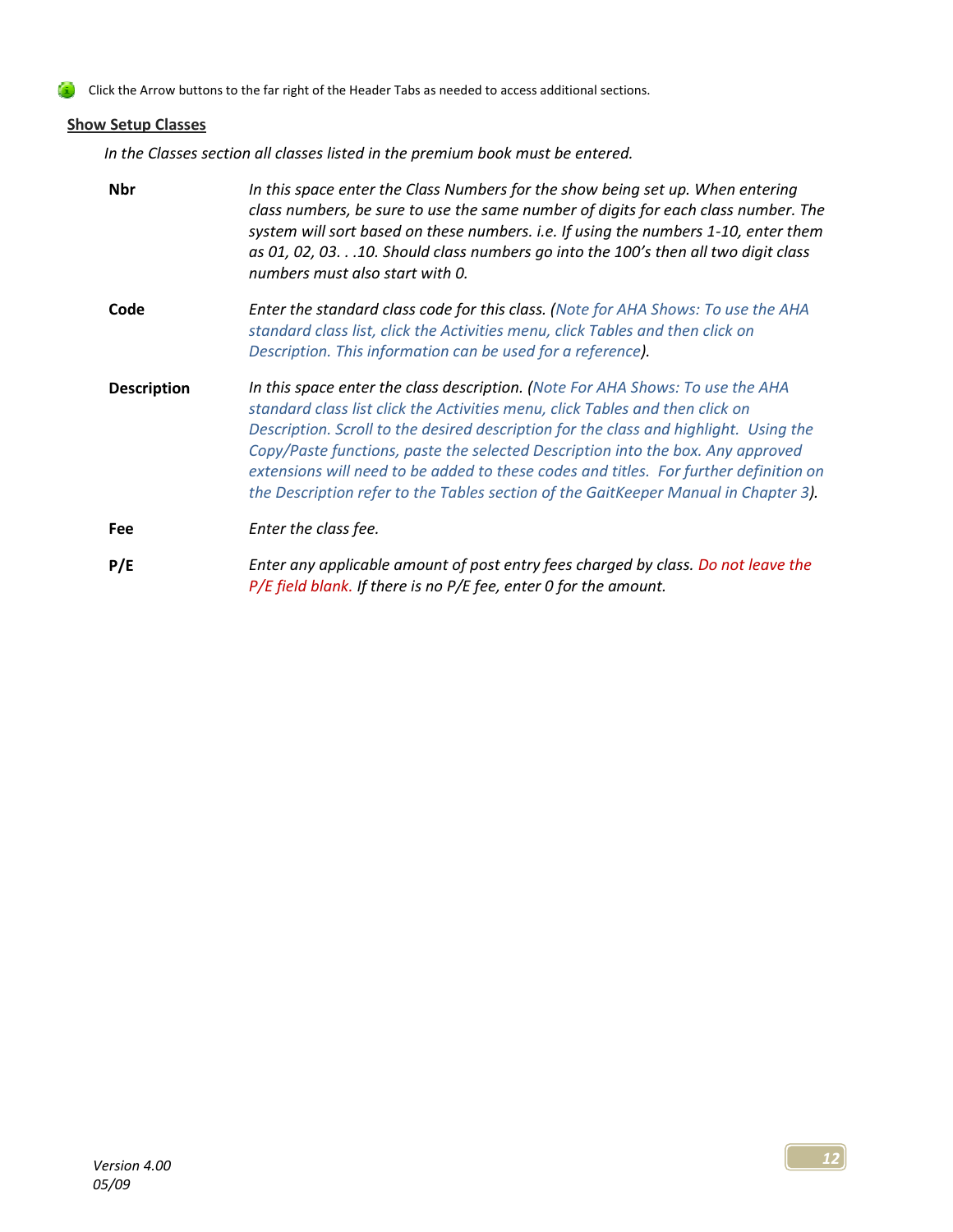Click the Arrow buttons to the far right of the Header Tabs as needed to access additional sections.

## Show Setup Classes

*In the Classes section all classes listed in the premium book must be entered.*

**Nbr** — *In this space enter the Class Numbers for the show being set up. When entering class numbers, be sure to use the same number of digits for each class number. The system will sort based on these numbers. i.e. If using the numbers 1-10, enter them as 01, 02, 03. . .10. Should class numbers go into the 100's then all two digit class numbers must also start with 0.*

**Code** — *Enter the standard class code for this class. (Note for AHA Shows: To use the AHA standard class list, click the Activities menu, click Tables and then click on Description. This information can be used for a reference).*

**Description** — *In this space enter the class description. (Note For AHA Shows: To use the AHA standard class list click the Activities menu, click Tables and then click on Description. Scroll to the desired description for the class and highlight. Using the Copy/Paste functions, paste the selected Description into the box. Any approved extensions will need to be added to these codes and titles. For further definition on the Description refer to the Tables section of the GaitKeeper Manual in Chapter 3).*

**Fee** — *Enter the class fee.*

**P/E** — *Enter any applicable amount of post entry fees charged by class. Do not leave the P/E field blank. If there is no P/E fee, enter 0 for the amount.*

*Version 4.00*
*05/09*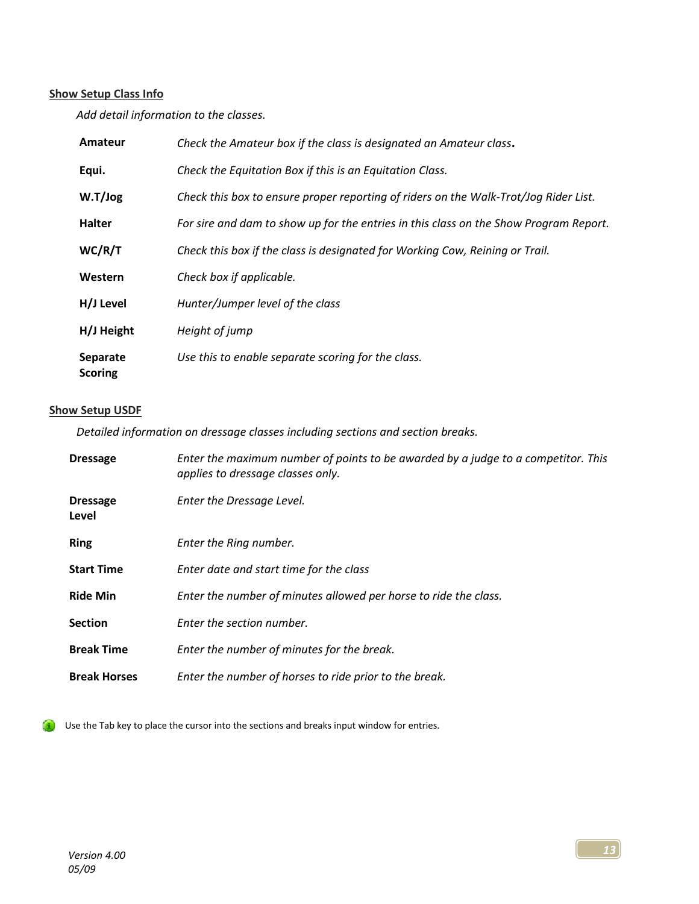**Show Setup Class Info**

*Add detail information to the classes.*

| | |
|---|---|
| **Amateur** | *Check the Amateur box if the class is designated an Amateur class.* |
| **Equi.** | *Check the Equitation Box if this is an Equitation Class.* |
| **W.T/Jog** | *Check this box to ensure proper reporting of riders on the Walk-Trot/Jog Rider List.* |
| **Halter** | *For sire and dam to show up for the entries in this class on the Show Program Report.* |
| **WC/R/T** | *Check this box if the class is designated for Working Cow, Reining or Trail.* |
| **Western** | *Check box if applicable.* |
| **H/J Level** | *Hunter/Jumper level of the class* |
| **H/J Height** | *Height of jump* |
| **Separate Scoring** | *Use this to enable separate scoring for the class.* |

**Show Setup USDF**

*Detailed information on dressage classes including sections and section breaks.*

| | |
|---|---|
| **Dressage** | *Enter the maximum number of points to be awarded by a judge to a competitor. This applies to dressage classes only.* |
| **Dressage Level** | *Enter the Dressage Level.* |
| **Ring** | *Enter the Ring number.* |
| **Start Time** | *Enter date and start time for the class* |
| **Ride Min** | *Enter the number of minutes allowed per horse to ride the class.* |
| **Section** | *Enter the section number.* |
| **Break Time** | *Enter the number of minutes for the break.* |
| **Break Horses** | *Enter the number of horses to ride prior to the break.* |

Use the Tab key to place the cursor into the sections and breaks input window for entries.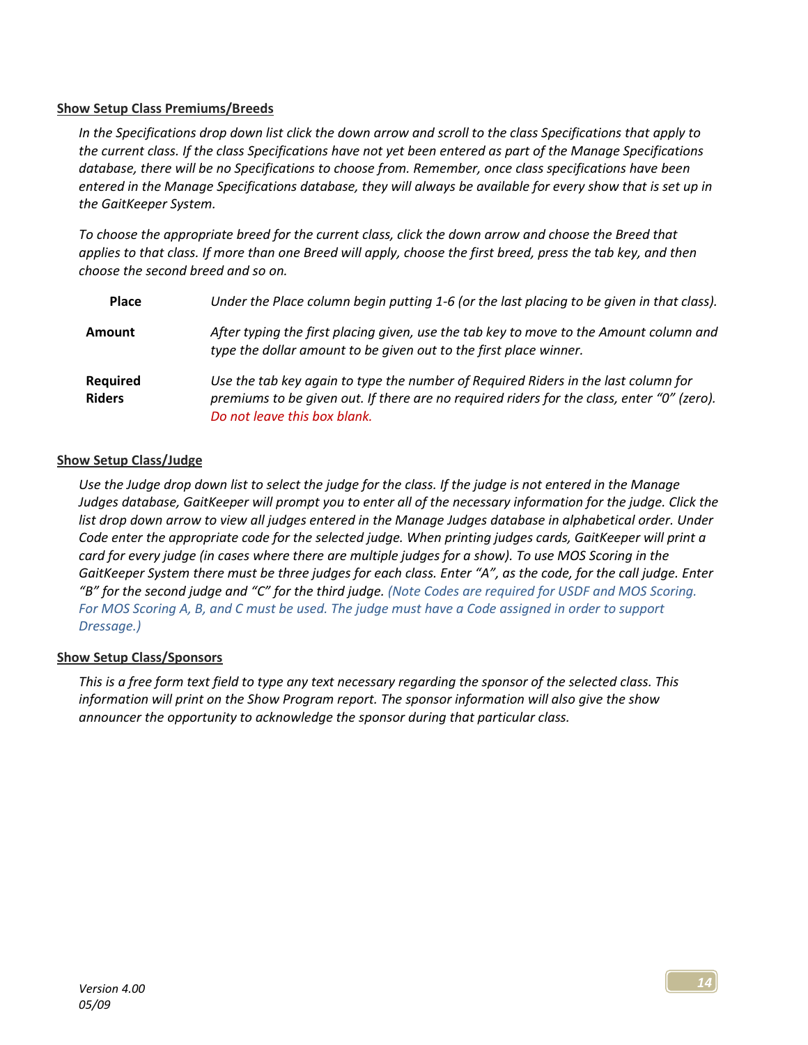**Show Setup Class Premiums/Breeds**

*In the Specifications drop down list click the down arrow and scroll to the class Specifications that apply to the current class. If the class Specifications have not yet been entered as part of the Manage Specifications database, there will be no Specifications to choose from. Remember, once class specifications have been entered in the Manage Specifications database, they will always be available for every show that is set up in the GaitKeeper System.*

*To choose the appropriate breed for the current class, click the down arrow and choose the Breed that applies to that class. If more than one Breed will apply, choose the first breed, press the tab key, and then choose the second breed and so on.*

**Place** — *Under the Place column begin putting 1-6 (or the last placing to be given in that class).*

**Amount** — *After typing the first placing given, use the tab key to move to the Amount column and type the dollar amount to be given out to the first place winner.*

**Required Riders** — *Use the tab key again to type the number of Required Riders in the last column for premiums to be given out. If there are no required riders for the class, enter "0" (zero). Do not leave this box blank.*

**Show Setup Class/Judge**

*Use the Judge drop down list to select the judge for the class. If the judge is not entered in the Manage Judges database, GaitKeeper will prompt you to enter all of the necessary information for the judge. Click the list drop down arrow to view all judges entered in the Manage Judges database in alphabetical order. Under Code enter the appropriate code for the selected judge. When printing judges cards, GaitKeeper will print a card for every judge (in cases where there are multiple judges for a show). To use MOS Scoring in the GaitKeeper System there must be three judges for each class. Enter "A", as the code, for the call judge. Enter "B" for the second judge and "C" for the third judge. (Note Codes are required for USDF and MOS Scoring. For MOS Scoring A, B, and C must be used. The judge must have a Code assigned in order to support Dressage.)*

**Show Setup Class/Sponsors**

*This is a free form text field to type any text necessary regarding the sponsor of the selected class. This information will print on the Show Program report. The sponsor information will also give the show announcer the opportunity to acknowledge the sponsor during that particular class.*

*Version 4.00*
*05/09*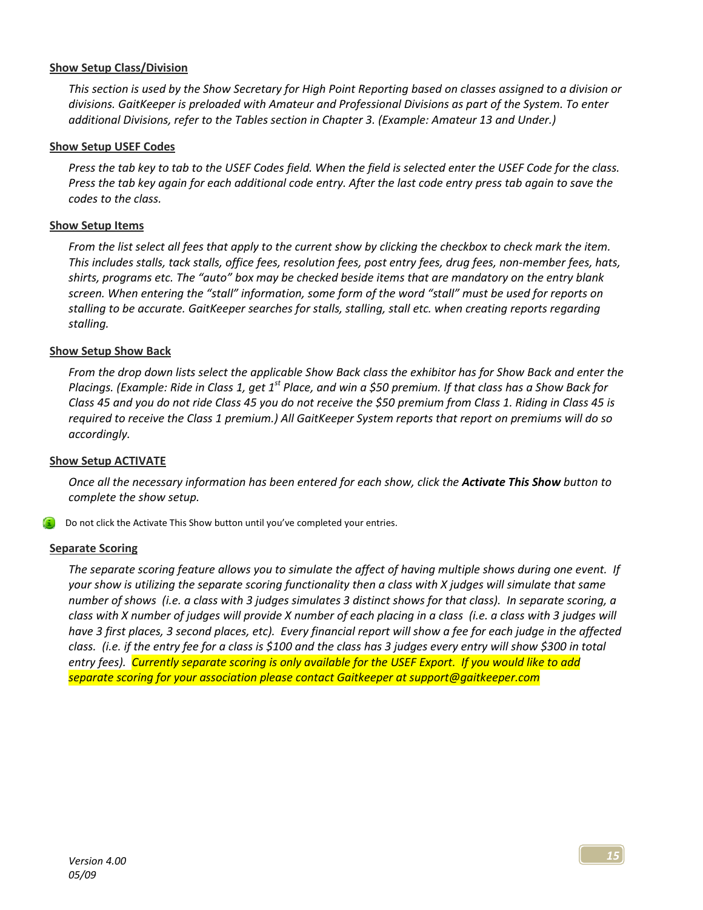**Show Setup Class/Division**

*This section is used by the Show Secretary for High Point Reporting based on classes assigned to a division or divisions. GaitKeeper is preloaded with Amateur and Professional Divisions as part of the System. To enter additional Divisions, refer to the Tables section in Chapter 3. (Example: Amateur 13 and Under.)*

**Show Setup USEF Codes**

*Press the tab key to tab to the USEF Codes field. When the field is selected enter the USEF Code for the class. Press the tab key again for each additional code entry. After the last code entry press tab again to save the codes to the class.*

**Show Setup Items**

*From the list select all fees that apply to the current show by clicking the checkbox to check mark the item. This includes stalls, tack stalls, office fees, resolution fees, post entry fees, drug fees, non-member fees, hats, shirts, programs etc. The "auto" box may be checked beside items that are mandatory on the entry blank screen. When entering the "stall" information, some form of the word "stall" must be used for reports on stalling to be accurate. GaitKeeper searches for stalls, stalling, stall etc. when creating reports regarding stalling.*

**Show Setup Show Back**

*From the drop down lists select the applicable Show Back class the exhibitor has for Show Back and enter the Placings. (Example: Ride in Class 1, get 1st Place, and win a $50 premium. If that class has a Show Back for Class 45 and you do not ride Class 45 you do not receive the $50 premium from Class 1. Riding in Class 45 is required to receive the Class 1 premium.) All GaitKeeper System reports that report on premiums will do so accordingly.*

**Show Setup ACTIVATE**

*Once all the necessary information has been entered for each show, click the **Activate This Show** button to complete the show setup.*

Do not click the Activate This Show button until you've completed your entries.

**Separate Scoring**

*The separate scoring feature allows you to simulate the affect of having multiple shows during one event. If your show is utilizing the separate scoring functionality then a class with X judges will simulate that same number of shows (i.e. a class with 3 judges simulates 3 distinct shows for that class). In separate scoring, a class with X number of judges will provide X number of each placing in a class (i.e. a class with 3 judges will have 3 first places, 3 second places, etc). Every financial report will show a fee for each judge in the affected class. (i.e. if the entry fee for a class is $100 and the class has 3 judges every entry will show $300 in total entry fees). Currently separate scoring is only available for the USEF Export. If you would like to add separate scoring for your association please contact Gaitkeeper at support@gaitkeeper.com*

*Version 4.00*
*05/09*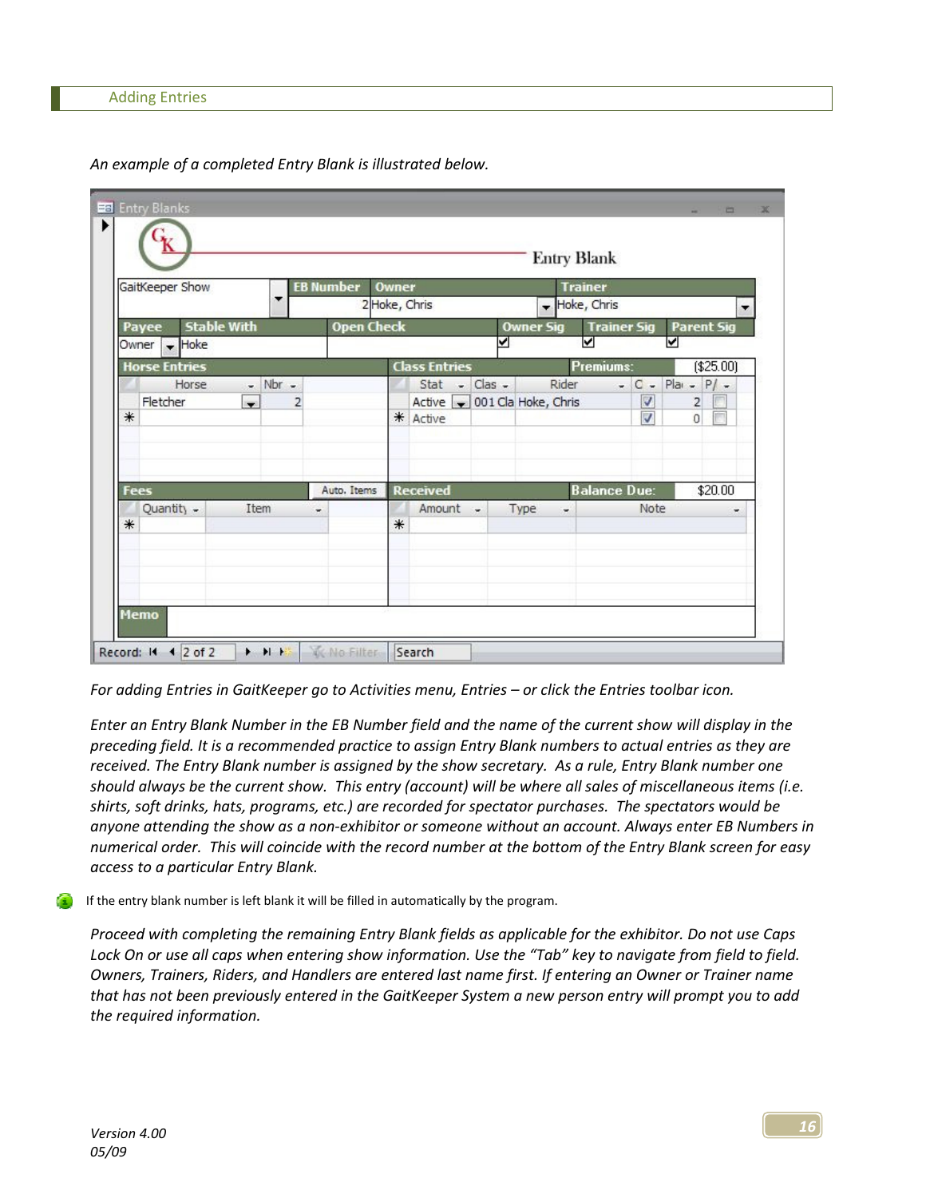## Adding Entries

*An example of a completed Entry Blank is illustrated below.*

*For adding Entries in GaitKeeper go to Activities menu, Entries – or click the Entries toolbar icon.*

*Enter an Entry Blank Number in the EB Number field and the name of the current show will display in the preceding field. It is a recommended practice to assign Entry Blank numbers to actual entries as they are received. The Entry Blank number is assigned by the show secretary. As a rule, Entry Blank number one should always be the current show. This entry (account) will be where all sales of miscellaneous items (i.e. shirts, soft drinks, hats, programs, etc.) are recorded for spectator purchases. The spectators would be anyone attending the show as a non-exhibitor or someone without an account. Always enter EB Numbers in numerical order. This will coincide with the record number at the bottom of the Entry Blank screen for easy access to a particular Entry Blank.*

If the entry blank number is left blank it will be filled in automatically by the program.

*Proceed with completing the remaining Entry Blank fields as applicable for the exhibitor. Do not use Caps Lock On or use all caps when entering show information. Use the "Tab" key to navigate from field to field. Owners, Trainers, Riders, and Handlers are entered last name first. If entering an Owner or Trainer name that has not been previously entered in the GaitKeeper System a new person entry will prompt you to add the required information.*

*Version 4.00*
*05/09*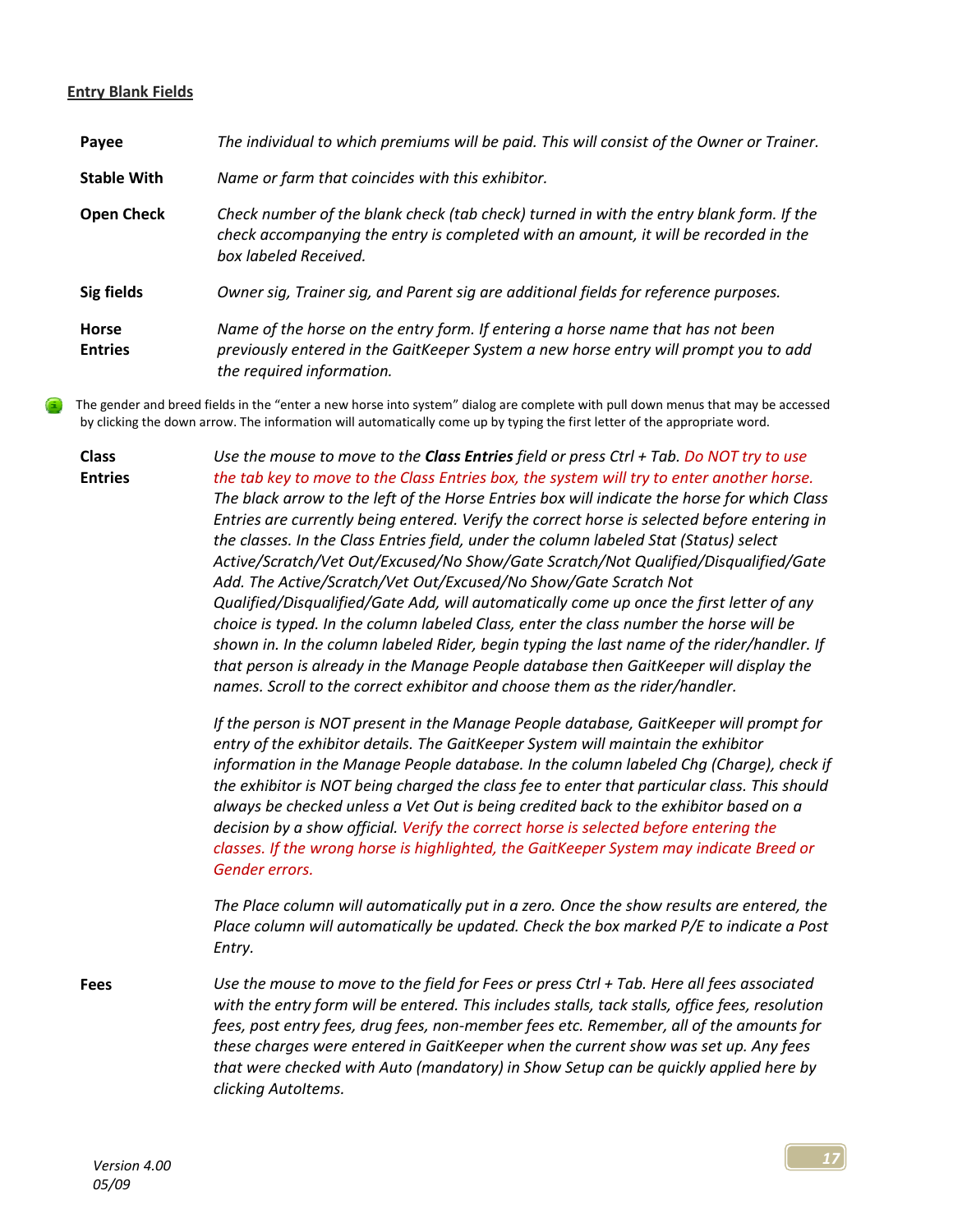## Entry Blank Fields

**Payee** *The individual to which premiums will be paid. This will consist of the Owner or Trainer.*

**Stable With** *Name or farm that coincides with this exhibitor.*

**Open Check** *Check number of the blank check (tab check) turned in with the entry blank form. If the check accompanying the entry is completed with an amount, it will be recorded in the box labeled Received.*

**Sig fields** *Owner sig, Trainer sig, and Parent sig are additional fields for reference purposes.*

**Horse Entries** *Name of the horse on the entry form. If entering a horse name that has not been previously entered in the GaitKeeper System a new horse entry will prompt you to add the required information.*

The gender and breed fields in the "enter a new horse into system" dialog are complete with pull down menus that may be accessed by clicking the down arrow. The information will automatically come up by typing the first letter of the appropriate word.

**Class Entries** *Use the mouse to move to the* ***Class Entries*** *field or press Ctrl + Tab. Do NOT try to use the tab key to move to the Class Entries box, the system will try to enter another horse. The black arrow to the left of the Horse Entries box will indicate the horse for which Class Entries are currently being entered. Verify the correct horse is selected before entering in the classes. In the Class Entries field, under the column labeled Stat (Status) select Active/Scratch/Vet Out/Excused/No Show/Gate Scratch/Not Qualified/Disqualified/Gate Add. The Active/Scratch/Vet Out/Excused/No Show/Gate Scratch Not Qualified/Disqualified/Gate Add, will automatically come up once the first letter of any choice is typed. In the column labeled Class, enter the class number the horse will be shown in. In the column labeled Rider, begin typing the last name of the rider/handler. If that person is already in the Manage People database then GaitKeeper will display the names. Scroll to the correct exhibitor and choose them as the rider/handler.*

*If the person is NOT present in the Manage People database, GaitKeeper will prompt for entry of the exhibitor details. The GaitKeeper System will maintain the exhibitor information in the Manage People database. In the column labeled Chg (Charge), check if the exhibitor is NOT being charged the class fee to enter that particular class. This should always be checked unless a Vet Out is being credited back to the exhibitor based on a decision by a show official. Verify the correct horse is selected before entering the classes. If the wrong horse is highlighted, the GaitKeeper System may indicate Breed or Gender errors.*

*The Place column will automatically put in a zero. Once the show results are entered, the Place column will automatically be updated. Check the box marked P/E to indicate a Post Entry.*

**Fees** *Use the mouse to move to the field for Fees or press Ctrl + Tab. Here all fees associated with the entry form will be entered. This includes stalls, tack stalls, office fees, resolution fees, post entry fees, drug fees, non-member fees etc. Remember, all of the amounts for these charges were entered in GaitKeeper when the current show was set up. Any fees that were checked with Auto (mandatory) in Show Setup can be quickly applied here by clicking AutoItems.*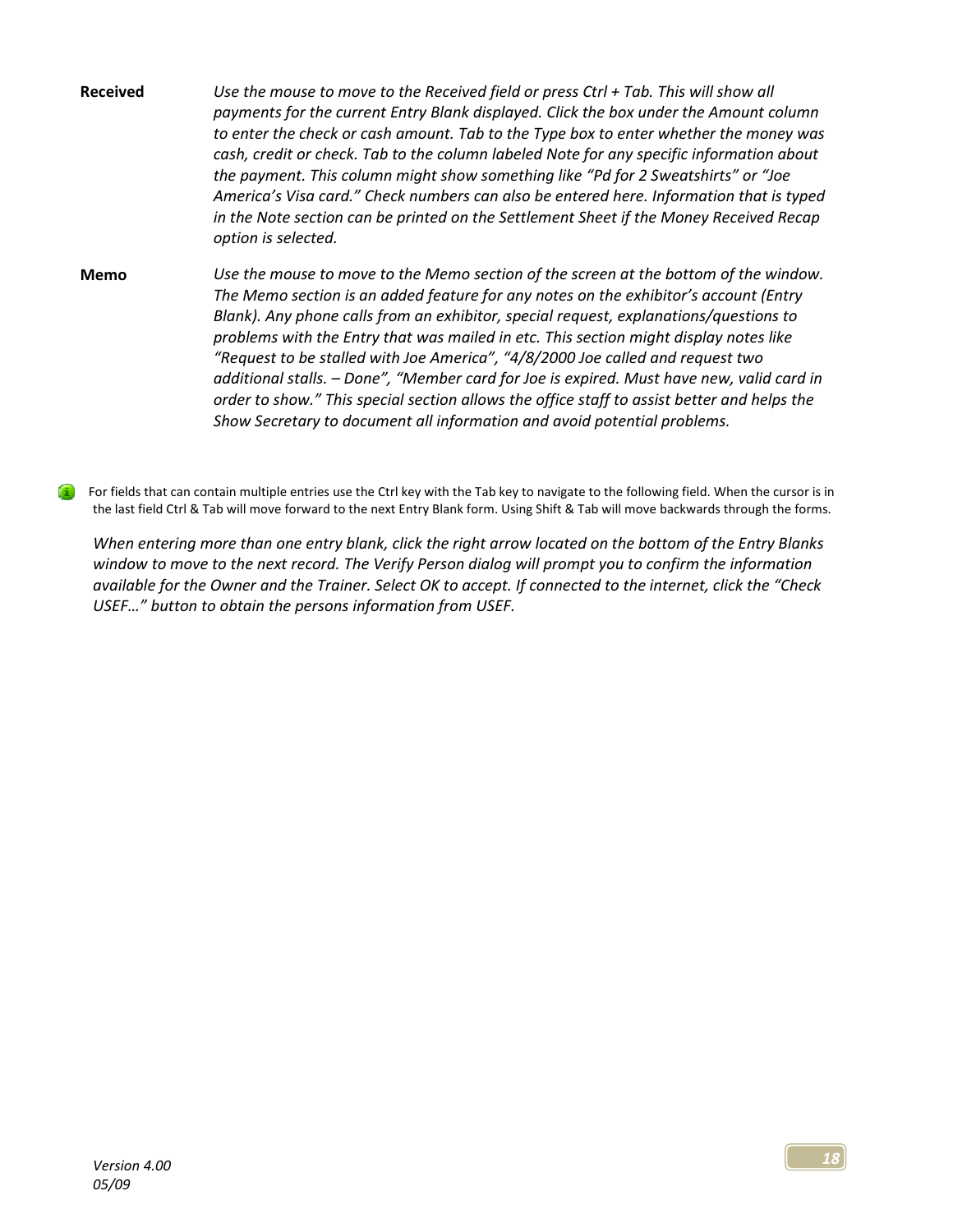**Received** *Use the mouse to move to the Received field or press Ctrl + Tab. This will show all payments for the current Entry Blank displayed. Click the box under the Amount column to enter the check or cash amount. Tab to the Type box to enter whether the money was cash, credit or check. Tab to the column labeled Note for any specific information about the payment. This column might show something like "Pd for 2 Sweatshirts" or "Joe America's Visa card." Check numbers can also be entered here. Information that is typed in the Note section can be printed on the Settlement Sheet if the Money Received Recap option is selected.*

**Memo** *Use the mouse to move to the Memo section of the screen at the bottom of the window. The Memo section is an added feature for any notes on the exhibitor's account (Entry Blank). Any phone calls from an exhibitor, special request, explanations/questions to problems with the Entry that was mailed in etc. This section might display notes like "Request to be stalled with Joe America", "4/8/2000 Joe called and request two additional stalls. – Done", "Member card for Joe is expired. Must have new, valid card in order to show." This special section allows the office staff to assist better and helps the Show Secretary to document all information and avoid potential problems.*

For fields that can contain multiple entries use the Ctrl key with the Tab key to navigate to the following field. When the cursor is in the last field Ctrl & Tab will move forward to the next Entry Blank form. Using Shift & Tab will move backwards through the forms.

*When entering more than one entry blank, click the right arrow located on the bottom of the Entry Blanks window to move to the next record. The Verify Person dialog will prompt you to confirm the information available for the Owner and the Trainer. Select OK to accept. If connected to the internet, click the "Check USEF…" button to obtain the persons information from USEF.*

*Version 4.00*
*05/09*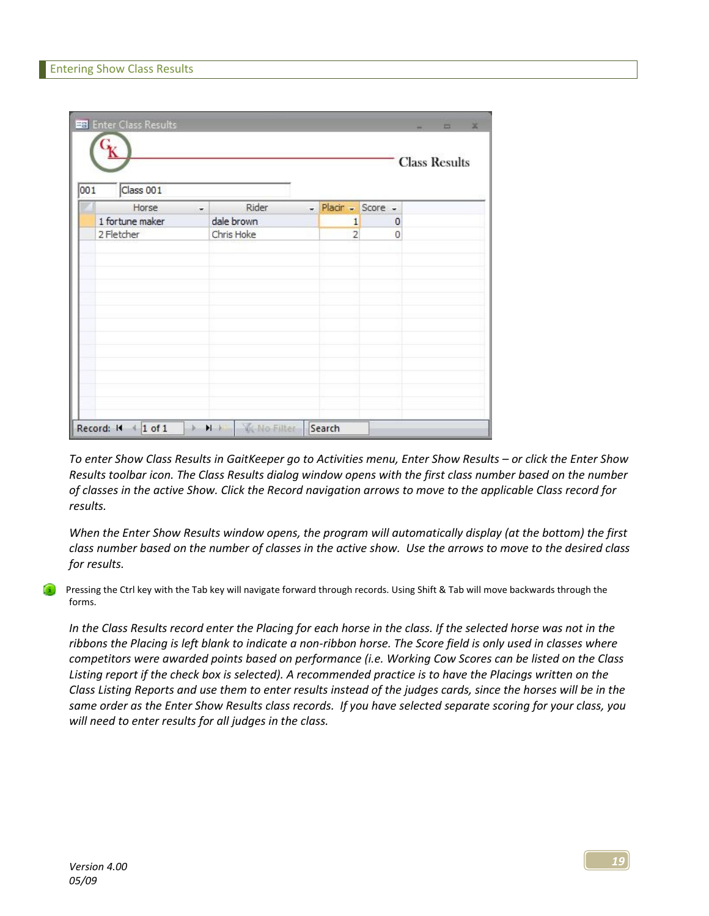## Entering Show Class Results

Enter Class Results

Class Results

001 Class 001

| Horse | Rider | Placing | Score |
|---|---|---|---|
| 1 fortune maker | dale brown | 1 | 0 |
| 2 Fletcher | Chris Hoke | 2 | 0 |

Record: 1 of 1 No Filter Search

*To enter Show Class Results in GaitKeeper go to Activities menu, Enter Show Results – or click the Enter Show Results toolbar icon. The Class Results dialog window opens with the first class number based on the number of classes in the active Show. Click the Record navigation arrows to move to the applicable Class record for results.*

*When the Enter Show Results window opens, the program will automatically display (at the bottom) the first class number based on the number of classes in the active show. Use the arrows to move to the desired class for results.*

Pressing the Ctrl key with the Tab key will navigate forward through records. Using Shift & Tab will move backwards through the forms.

*In the Class Results record enter the Placing for each horse in the class. If the selected horse was not in the ribbons the Placing is left blank to indicate a non-ribbon horse. The Score field is only used in classes where competitors were awarded points based on performance (i.e. Working Cow Scores can be listed on the Class Listing report if the check box is selected). A recommended practice is to have the Placings written on the Class Listing Reports and use them to enter results instead of the judges cards, since the horses will be in the same order as the Enter Show Results class records. If you have selected separate scoring for your class, you will need to enter results for all judges in the class.*

*Version 4.00*
*05/09*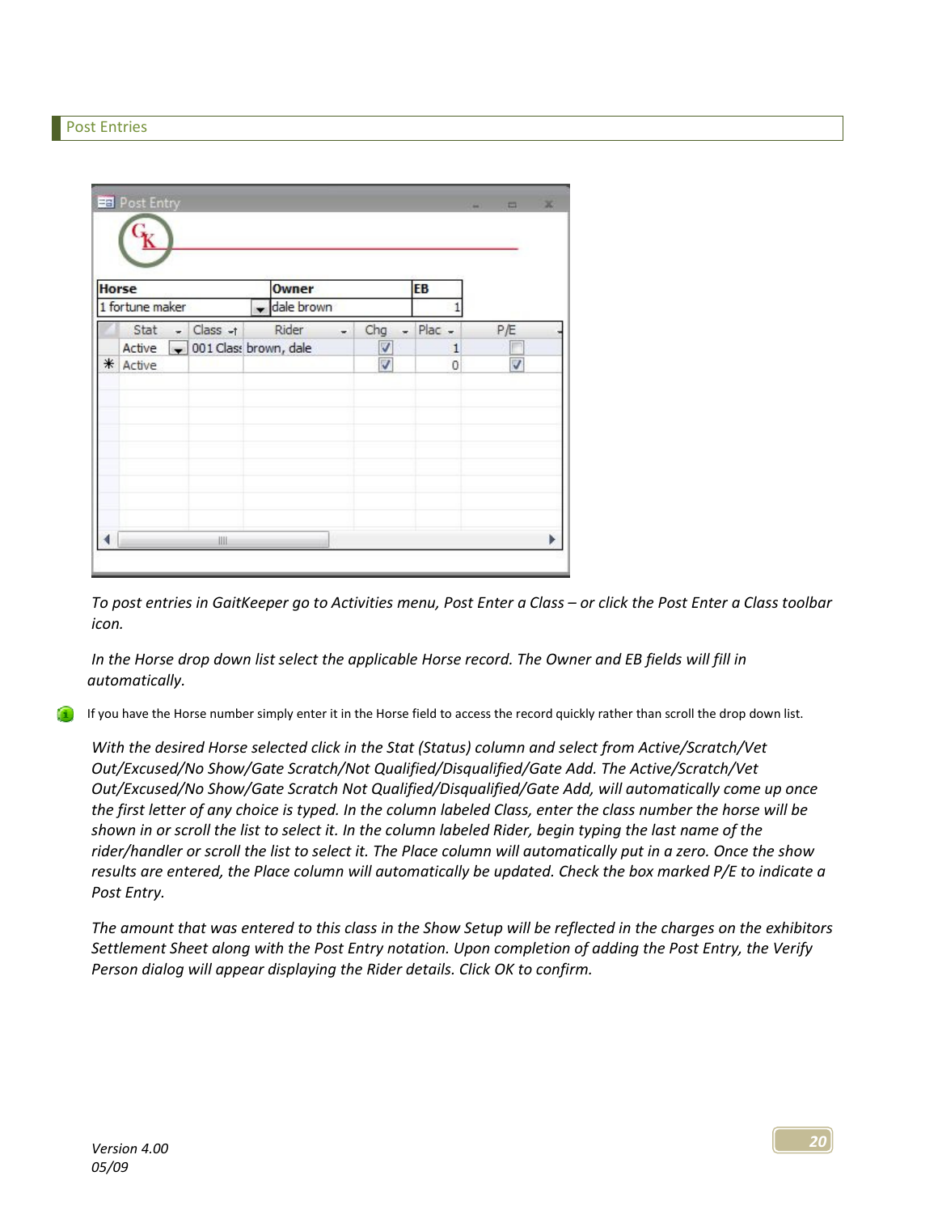## Post Entries

*To post entries in GaitKeeper go to Activities menu, Post Enter a Class – or click the Post Enter a Class toolbar icon.*

*In the Horse drop down list select the applicable Horse record. The Owner and EB fields will fill in automatically.*

If you have the Horse number simply enter it in the Horse field to access the record quickly rather than scroll the drop down list.

*With the desired Horse selected click in the Stat (Status) column and select from Active/Scratch/Vet Out/Excused/No Show/Gate Scratch/Not Qualified/Disqualified/Gate Add. The Active/Scratch/Vet Out/Excused/No Show/Gate Scratch Not Qualified/Disqualified/Gate Add, will automatically come up once the first letter of any choice is typed. In the column labeled Class, enter the class number the horse will be shown in or scroll the list to select it. In the column labeled Rider, begin typing the last name of the rider/handler or scroll the list to select it. The Place column will automatically put in a zero. Once the show results are entered, the Place column will automatically be updated. Check the box marked P/E to indicate a Post Entry.*

*The amount that was entered to this class in the Show Setup will be reflected in the charges on the exhibitors Settlement Sheet along with the Post Entry notation. Upon completion of adding the Post Entry, the Verify Person dialog will appear displaying the Rider details. Click OK to confirm.*

*Version 4.00*
*05/09*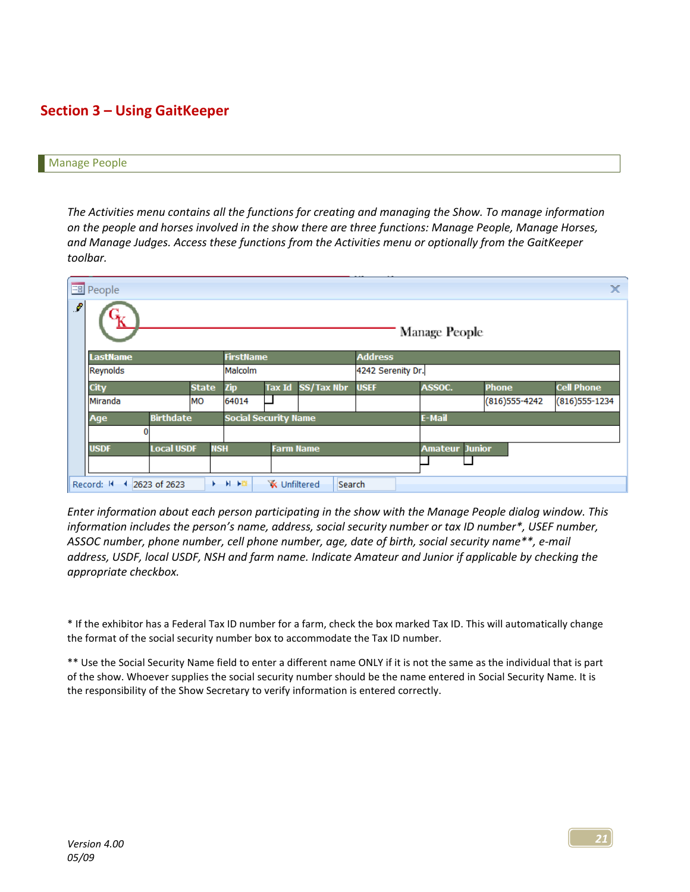# Section 3 – Using GaitKeeper

## Manage People

*The Activities menu contains all the functions for creating and managing the Show. To manage information on the people and horses involved in the show there are three functions: Manage People, Manage Horses, and Manage Judges. Access these functions from the Activities menu or optionally from the GaitKeeper toolbar.*

*Enter information about each person participating in the show with the Manage People dialog window. This information includes the person's name, address, social security number or tax ID number*, USEF number, ASSOC number, phone number, cell phone number, age, date of birth, social security name**, e-mail address, USDF, local USDF, NSH and farm name. Indicate Amateur and Junior if applicable by checking the appropriate checkbox.*

* If the exhibitor has a Federal Tax ID number for a farm, check the box marked Tax ID. This will automatically change the format of the social security number box to accommodate the Tax ID number.

** Use the Social Security Name field to enter a different name ONLY if it is not the same as the individual that is part of the show. Whoever supplies the social security number should be the name entered in Social Security Name. It is the responsibility of the Show Secretary to verify information is entered correctly.

Version 4.00
05/09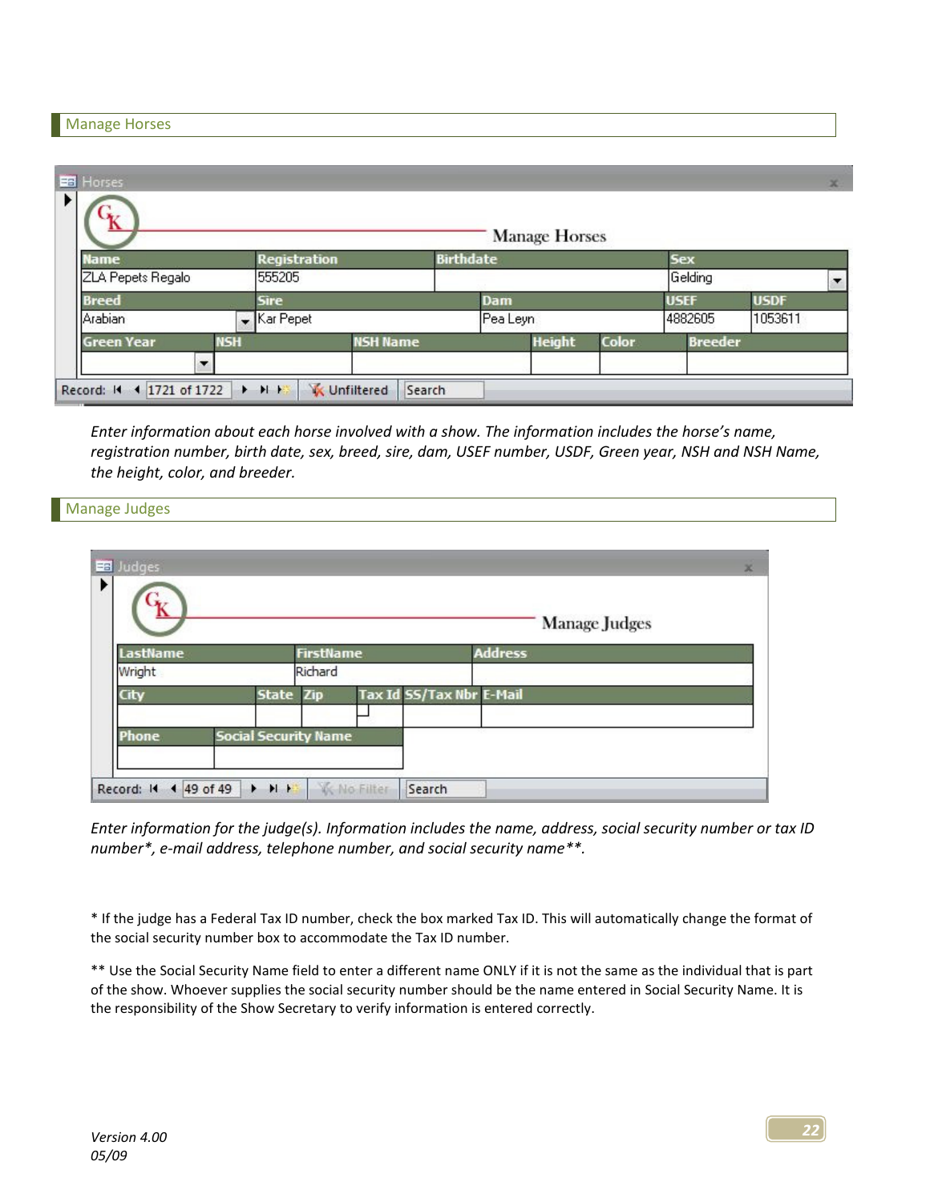## Manage Horses

*Enter information about each horse involved with a show. The information includes the horse's name, registration number, birth date, sex, breed, sire, dam, USEF number, USDF, Green year, NSH and NSH Name, the height, color, and breeder.*

## Manage Judges

*Enter information for the judge(s). Information includes the name, address, social security number or tax ID number*, e-mail address, telephone number, and social security name**.*

* If the judge has a Federal Tax ID number, check the box marked Tax ID. This will automatically change the format of the social security number box to accommodate the Tax ID number.

** Use the Social Security Name field to enter a different name ONLY if it is not the same as the individual that is part of the show. Whoever supplies the social security number should be the name entered in Social Security Name. It is the responsibility of the Show Secretary to verify information is entered correctly.

*Version 4.00*
*05/09*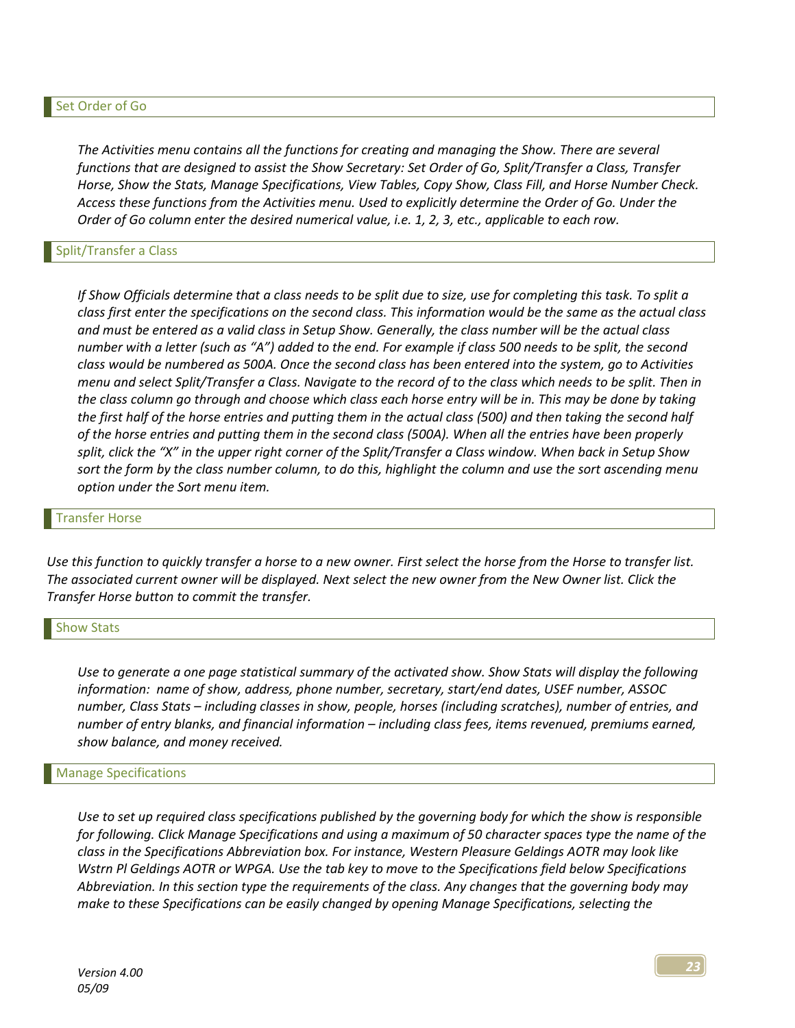## Set Order of Go

*The Activities menu contains all the functions for creating and managing the Show. There are several functions that are designed to assist the Show Secretary: Set Order of Go, Split/Transfer a Class, Transfer Horse, Show the Stats, Manage Specifications, View Tables, Copy Show, Class Fill, and Horse Number Check. Access these functions from the Activities menu. Used to explicitly determine the Order of Go. Under the Order of Go column enter the desired numerical value, i.e. 1, 2, 3, etc., applicable to each row.*

## Split/Transfer a Class

*If Show Officials determine that a class needs to be split due to size, use for completing this task. To split a class first enter the specifications on the second class. This information would be the same as the actual class and must be entered as a valid class in Setup Show. Generally, the class number will be the actual class number with a letter (such as "A") added to the end. For example if class 500 needs to be split, the second class would be numbered as 500A. Once the second class has been entered into the system, go to Activities menu and select Split/Transfer a Class. Navigate to the record of to the class which needs to be split. Then in the class column go through and choose which class each horse entry will be in. This may be done by taking the first half of the horse entries and putting them in the actual class (500) and then taking the second half of the horse entries and putting them in the second class (500A). When all the entries have been properly split, click the "X" in the upper right corner of the Split/Transfer a Class window. When back in Setup Show sort the form by the class number column, to do this, highlight the column and use the sort ascending menu option under the Sort menu item.*

## Transfer Horse

*Use this function to quickly transfer a horse to a new owner. First select the horse from the Horse to transfer list. The associated current owner will be displayed. Next select the new owner from the New Owner list. Click the Transfer Horse button to commit the transfer.*

## Show Stats

*Use to generate a one page statistical summary of the activated show. Show Stats will display the following information: name of show, address, phone number, secretary, start/end dates, USEF number, ASSOC number, Class Stats – including classes in show, people, horses (including scratches), number of entries, and number of entry blanks, and financial information – including class fees, items revenued, premiums earned, show balance, and money received.*

## Manage Specifications

*Use to set up required class specifications published by the governing body for which the show is responsible for following. Click Manage Specifications and using a maximum of 50 character spaces type the name of the class in the Specifications Abbreviation box. For instance, Western Pleasure Geldings AOTR may look like Wstrn Pl Geldings AOTR or WPGA. Use the tab key to move to the Specifications field below Specifications Abbreviation. In this section type the requirements of the class. Any changes that the governing body may make to these Specifications can be easily changed by opening Manage Specifications, selecting the*

*Version 4.00*
*05/09*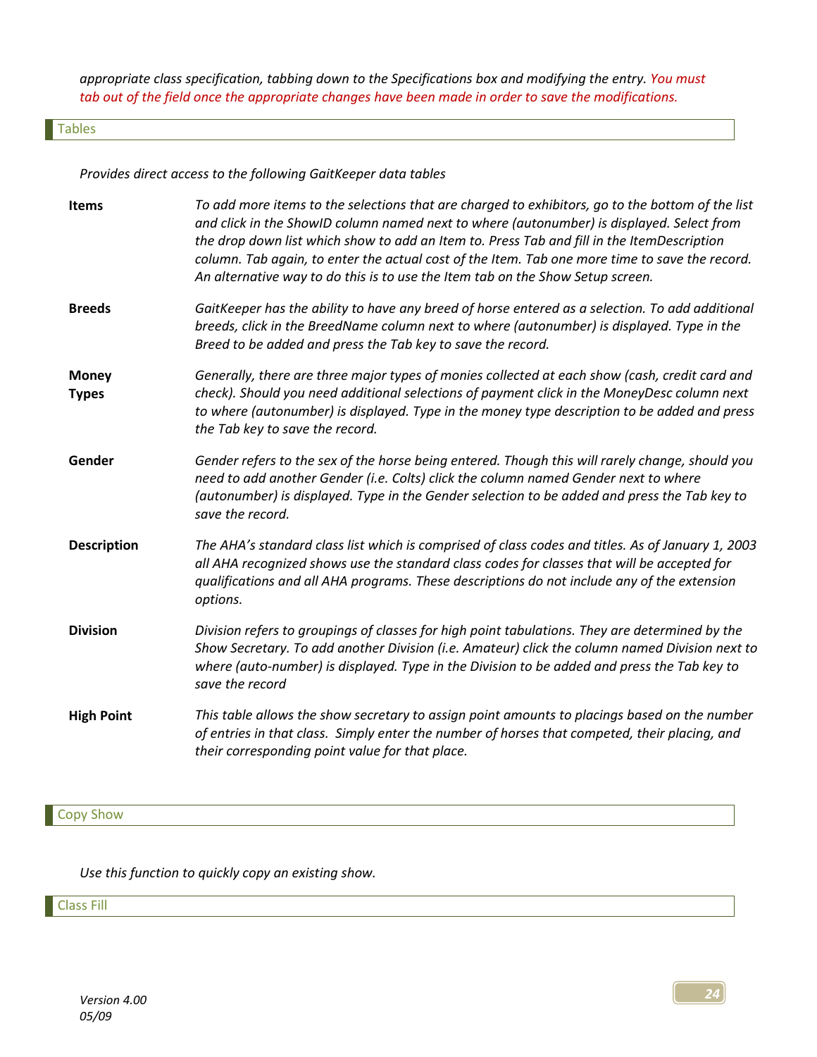*appropriate class specification, tabbing down to the Specifications box and modifying the entry. You must tab out of the field once the appropriate changes have been made in order to save the modifications.*

## Tables

*Provides direct access to the following GaitKeeper data tables*

**Items** — *To add more items to the selections that are charged to exhibitors, go to the bottom of the list and click in the ShowID column named next to where (autonumber) is displayed. Select from the drop down list which show to add an Item to. Press Tab and fill in the ItemDescription column. Tab again, to enter the actual cost of the Item. Tab one more time to save the record. An alternative way to do this is to use the Item tab on the Show Setup screen.*

**Breeds** — *GaitKeeper has the ability to have any breed of horse entered as a selection. To add additional breeds, click in the BreedName column next to where (autonumber) is displayed. Type in the Breed to be added and press the Tab key to save the record.*

**Money Types** — *Generally, there are three major types of monies collected at each show (cash, credit card and check). Should you need additional selections of payment click in the MoneyDesc column next to where (autonumber) is displayed. Type in the money type description to be added and press the Tab key to save the record.*

**Gender** — *Gender refers to the sex of the horse being entered. Though this will rarely change, should you need to add another Gender (i.e. Colts) click the column named Gender next to where (autonumber) is displayed. Type in the Gender selection to be added and press the Tab key to save the record.*

**Description** — *The AHA's standard class list which is comprised of class codes and titles. As of January 1, 2003 all AHA recognized shows use the standard class codes for classes that will be accepted for qualifications and all AHA programs. These descriptions do not include any of the extension options.*

**Division** — *Division refers to groupings of classes for high point tabulations. They are determined by the Show Secretary. To add another Division (i.e. Amateur) click the column named Division next to where (auto-number) is displayed. Type in the Division to be added and press the Tab key to save the record*

**High Point** — *This table allows the show secretary to assign point amounts to placings based on the number of entries in that class. Simply enter the number of horses that competed, their placing, and their corresponding point value for that place.*

## Copy Show

*Use this function to quickly copy an existing show.*

## Class Fill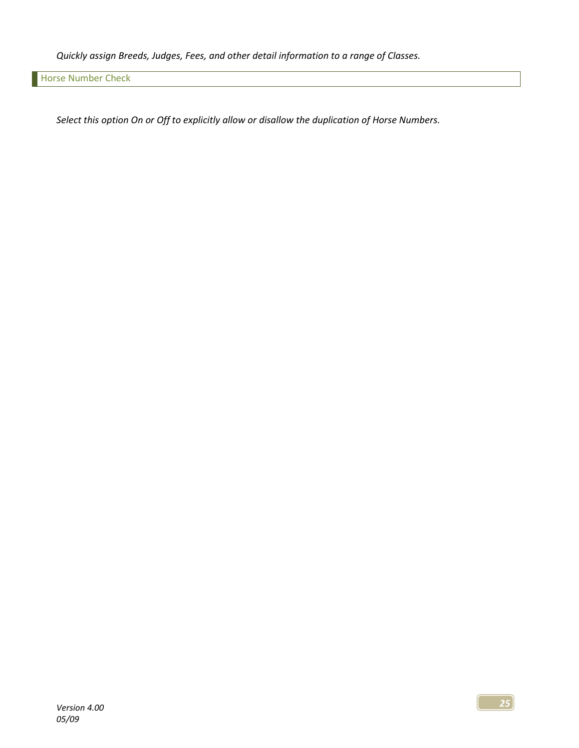*Quickly assign Breeds, Judges, Fees, and other detail information to a range of Classes.*

## Horse Number Check

*Select this option On or Off to explicitly allow or disallow the duplication of Horse Numbers.*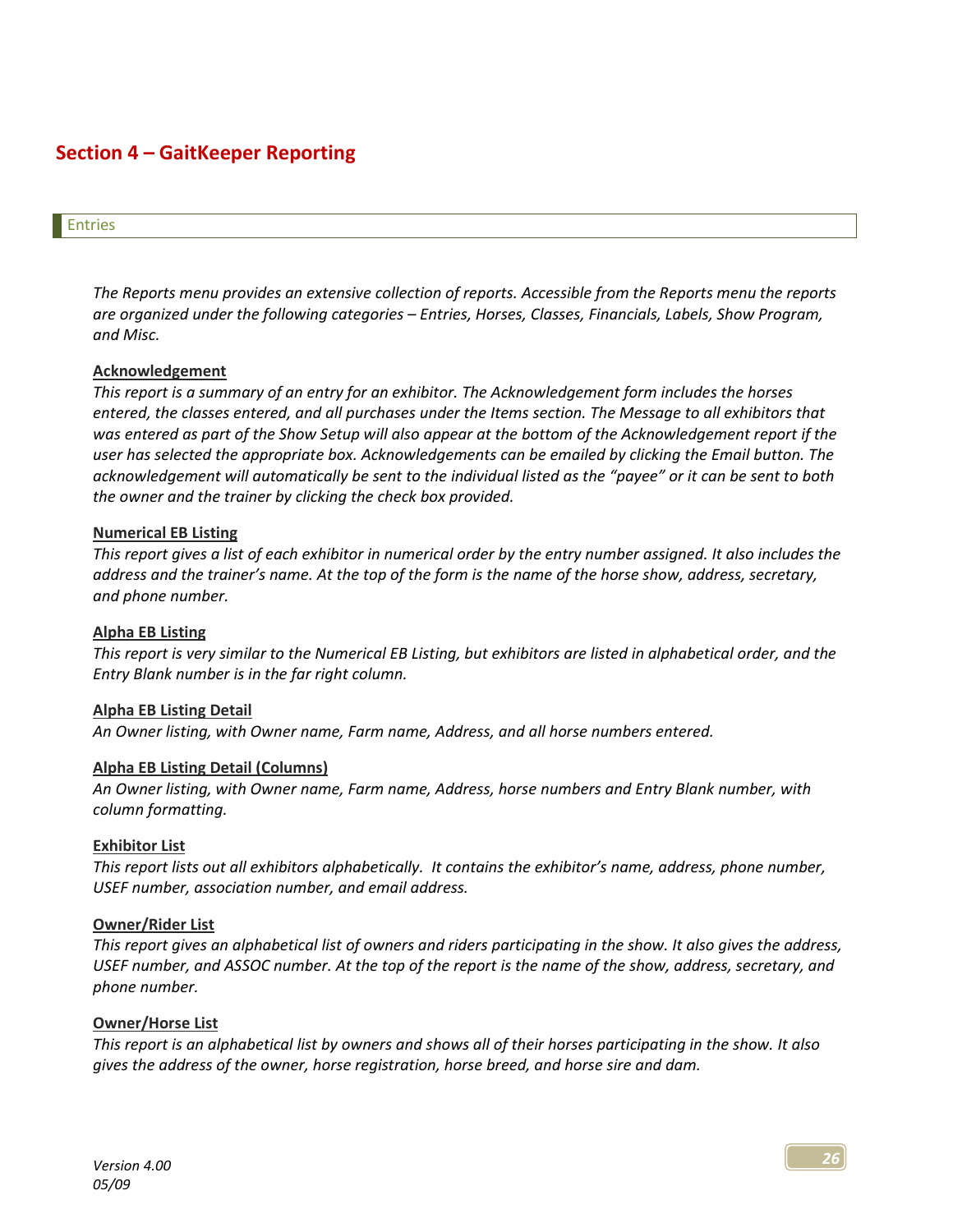# Section 4 – GaitKeeper Reporting

## Entries

*The Reports menu provides an extensive collection of reports. Accessible from the Reports menu the reports are organized under the following categories – Entries, Horses, Classes, Financials, Labels, Show Program, and Misc.*

**Acknowledgement**

*This report is a summary of an entry for an exhibitor. The Acknowledgement form includes the horses entered, the classes entered, and all purchases under the Items section. The Message to all exhibitors that was entered as part of the Show Setup will also appear at the bottom of the Acknowledgement report if the user has selected the appropriate box. Acknowledgements can be emailed by clicking the Email button. The acknowledgement will automatically be sent to the individual listed as the "payee" or it can be sent to both the owner and the trainer by clicking the check box provided.*

**Numerical EB Listing**

*This report gives a list of each exhibitor in numerical order by the entry number assigned. It also includes the address and the trainer's name. At the top of the form is the name of the horse show, address, secretary, and phone number.*

**Alpha EB Listing**

*This report is very similar to the Numerical EB Listing, but exhibitors are listed in alphabetical order, and the Entry Blank number is in the far right column.*

**Alpha EB Listing Detail**

*An Owner listing, with Owner name, Farm name, Address, and all horse numbers entered.*

**Alpha EB Listing Detail (Columns)**

*An Owner listing, with Owner name, Farm name, Address, horse numbers and Entry Blank number, with column formatting.*

**Exhibitor List**

*This report lists out all exhibitors alphabetically. It contains the exhibitor's name, address, phone number, USEF number, association number, and email address.*

**Owner/Rider List**

*This report gives an alphabetical list of owners and riders participating in the show. It also gives the address, USEF number, and ASSOC number. At the top of the report is the name of the show, address, secretary, and phone number.*

**Owner/Horse List**

*This report is an alphabetical list by owners and shows all of their horses participating in the show. It also gives the address of the owner, horse registration, horse breed, and horse sire and dam.*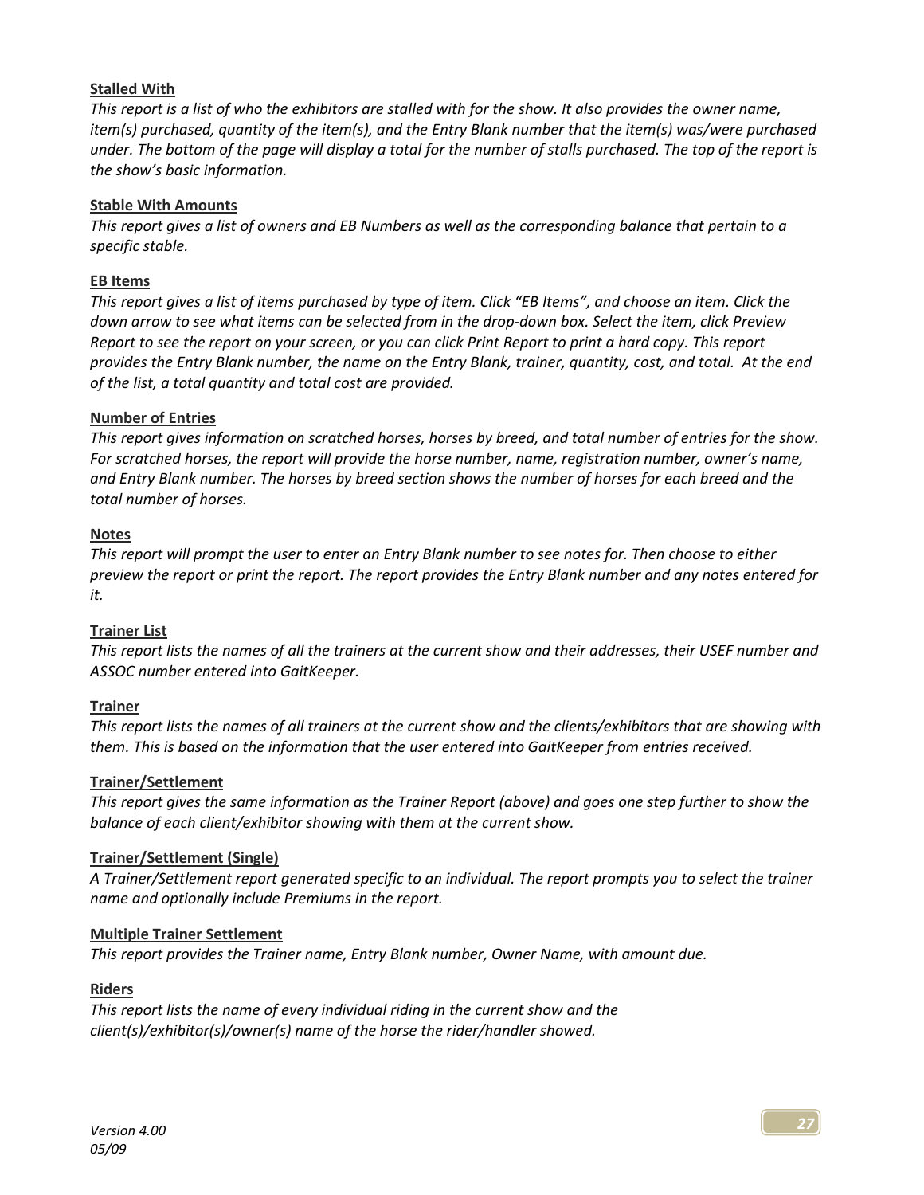**Stalled With**

*This report is a list of who the exhibitors are stalled with for the show. It also provides the owner name, item(s) purchased, quantity of the item(s), and the Entry Blank number that the item(s) was/were purchased under. The bottom of the page will display a total for the number of stalls purchased. The top of the report is the show's basic information.*

**Stable With Amounts**

*This report gives a list of owners and EB Numbers as well as the corresponding balance that pertain to a specific stable.*

**EB Items**

*This report gives a list of items purchased by type of item. Click "EB Items", and choose an item. Click the down arrow to see what items can be selected from in the drop-down box. Select the item, click Preview Report to see the report on your screen, or you can click Print Report to print a hard copy. This report provides the Entry Blank number, the name on the Entry Blank, trainer, quantity, cost, and total. At the end of the list, a total quantity and total cost are provided.*

**Number of Entries**

*This report gives information on scratched horses, horses by breed, and total number of entries for the show. For scratched horses, the report will provide the horse number, name, registration number, owner's name, and Entry Blank number. The horses by breed section shows the number of horses for each breed and the total number of horses.*

**Notes**

*This report will prompt the user to enter an Entry Blank number to see notes for. Then choose to either preview the report or print the report. The report provides the Entry Blank number and any notes entered for it.*

**Trainer List**

*This report lists the names of all the trainers at the current show and their addresses, their USEF number and ASSOC number entered into GaitKeeper.*

**Trainer**

*This report lists the names of all trainers at the current show and the clients/exhibitors that are showing with them. This is based on the information that the user entered into GaitKeeper from entries received.*

**Trainer/Settlement**

*This report gives the same information as the Trainer Report (above) and goes one step further to show the balance of each client/exhibitor showing with them at the current show.*

**Trainer/Settlement (Single)**

*A Trainer/Settlement report generated specific to an individual. The report prompts you to select the trainer name and optionally include Premiums in the report.*

**Multiple Trainer Settlement**

*This report provides the Trainer name, Entry Blank number, Owner Name, with amount due.*

**Riders**

*This report lists the name of every individual riding in the current show and the client(s)/exhibitor(s)/owner(s) name of the horse the rider/handler showed.*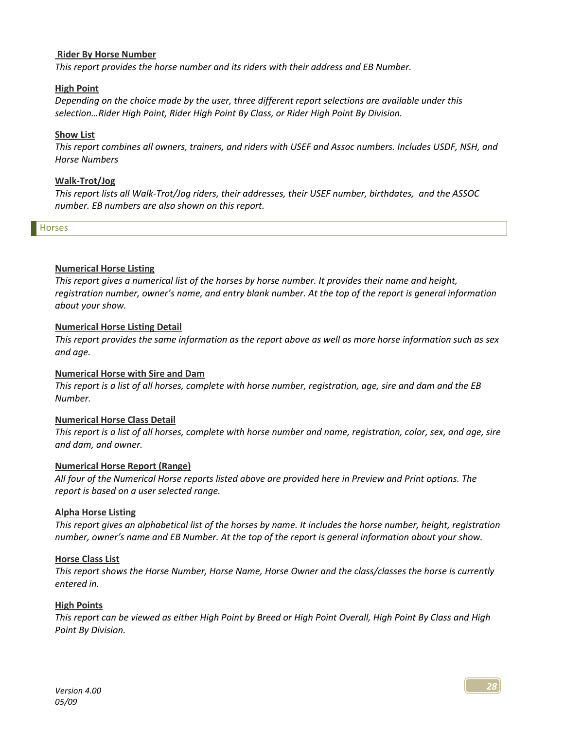**Rider By Horse Number**

*This report provides the horse number and its riders with their address and EB Number.*

**High Point**

*Depending on the choice made by the user, three different report selections are available under this selection…Rider High Point, Rider High Point By Class, or Rider High Point By Division.*

**Show List**

*This report combines all owners, trainers, and riders with USEF and Assoc numbers. Includes USDF, NSH, and Horse Numbers*

**Walk-Trot/Jog**

*This report lists all Walk-Trot/Jog riders, their addresses, their USEF number, birthdates, and the ASSOC number. EB numbers are also shown on this report.*

## Horses

**Numerical Horse Listing**

*This report gives a numerical list of the horses by horse number. It provides their name and height, registration number, owner's name, and entry blank number. At the top of the report is general information about your show.*

**Numerical Horse Listing Detail**

*This report provides the same information as the report above as well as more horse information such as sex and age.*

**Numerical Horse with Sire and Dam**

*This report is a list of all horses, complete with horse number, registration, age, sire and dam and the EB Number.*

**Numerical Horse Class Detail**

*This report is a list of all horses, complete with horse number and name, registration, color, sex, and age, sire and dam, and owner.*

**Numerical Horse Report (Range)**

*All four of the Numerical Horse reports listed above are provided here in Preview and Print options. The report is based on a user selected range.*

**Alpha Horse Listing**

*This report gives an alphabetical list of the horses by name. It includes the horse number, height, registration number, owner's name and EB Number. At the top of the report is general information about your show.*

**Horse Class List**

*This report shows the Horse Number, Horse Name, Horse Owner and the class/classes the horse is currently entered in.*

**High Points**

*This report can be viewed as either High Point by Breed or High Point Overall, High Point By Class and High Point By Division.*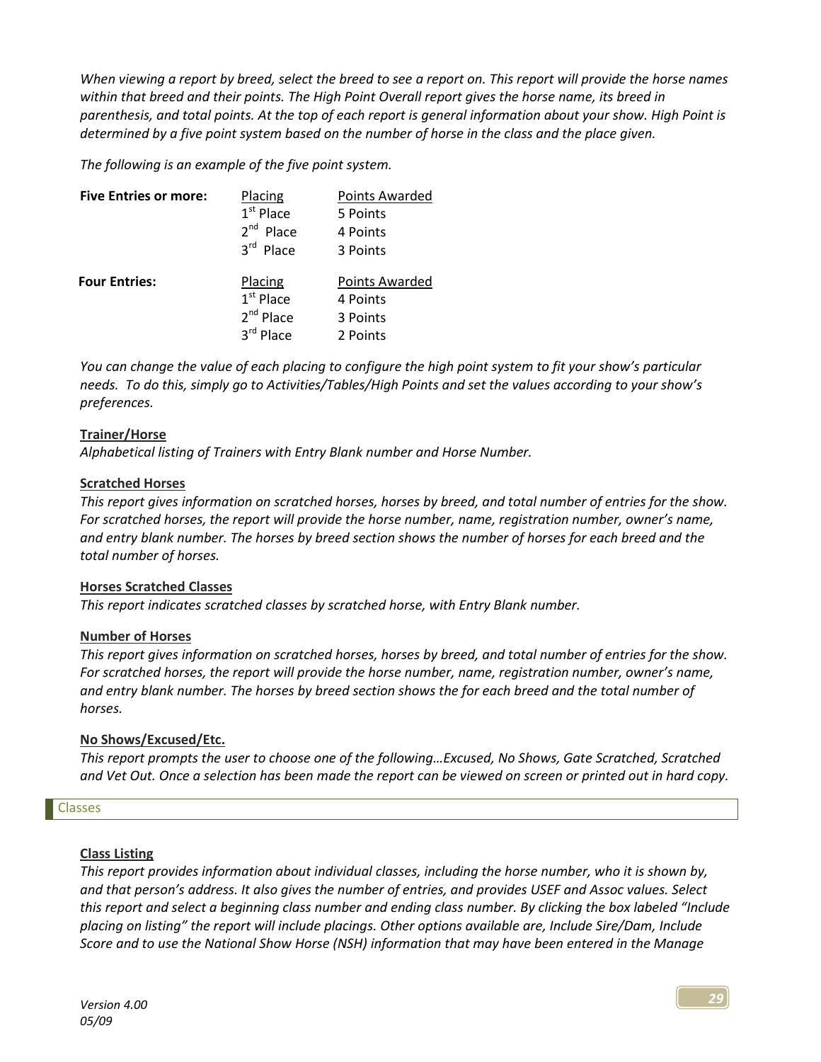*When viewing a report by breed, select the breed to see a report on. This report will provide the horse names within that breed and their points. The High Point Overall report gives the horse name, its breed in parenthesis, and total points. At the top of each report is general information about your show. High Point is determined by a five point system based on the number of horse in the class and the place given.*

*The following is an example of the five point system.*

| | Placing | Points Awarded |
|---|---|---|
| **Five Entries or more:** | 1st Place | 5 Points |
| | 2nd Place | 4 Points |
| | 3rd Place | 3 Points |
| **Four Entries:** | 1st Place | 4 Points |
| | 2nd Place | 3 Points |
| | 3rd Place | 2 Points |

*You can change the value of each placing to configure the high point system to fit your show's particular needs. To do this, simply go to Activities/Tables/High Points and set the values according to your show's preferences.*

**Trainer/Horse**
*Alphabetical listing of Trainers with Entry Blank number and Horse Number.*

**Scratched Horses**
*This report gives information on scratched horses, horses by breed, and total number of entries for the show. For scratched horses, the report will provide the horse number, name, registration number, owner's name, and entry blank number. The horses by breed section shows the number of horses for each breed and the total number of horses.*

**Horses Scratched Classes**
*This report indicates scratched classes by scratched horse, with Entry Blank number.*

**Number of Horses**
*This report gives information on scratched horses, horses by breed, and total number of entries for the show. For scratched horses, the report will provide the horse number, name, registration number, owner's name, and entry blank number. The horses by breed section shows the for each breed and the total number of horses.*

**No Shows/Excused/Etc.**
*This report prompts the user to choose one of the following…Excused, No Shows, Gate Scratched, Scratched and Vet Out. Once a selection has been made the report can be viewed on screen or printed out in hard copy.*

## Classes

**Class Listing**
*This report provides information about individual classes, including the horse number, who it is shown by, and that person's address. It also gives the number of entries, and provides USEF and Assoc values. Select this report and select a beginning class number and ending class number. By clicking the box labeled "Include placing on listing" the report will include placings. Other options available are, Include Sire/Dam, Include Score and to use the National Show Horse (NSH) information that may have been entered in the Manage*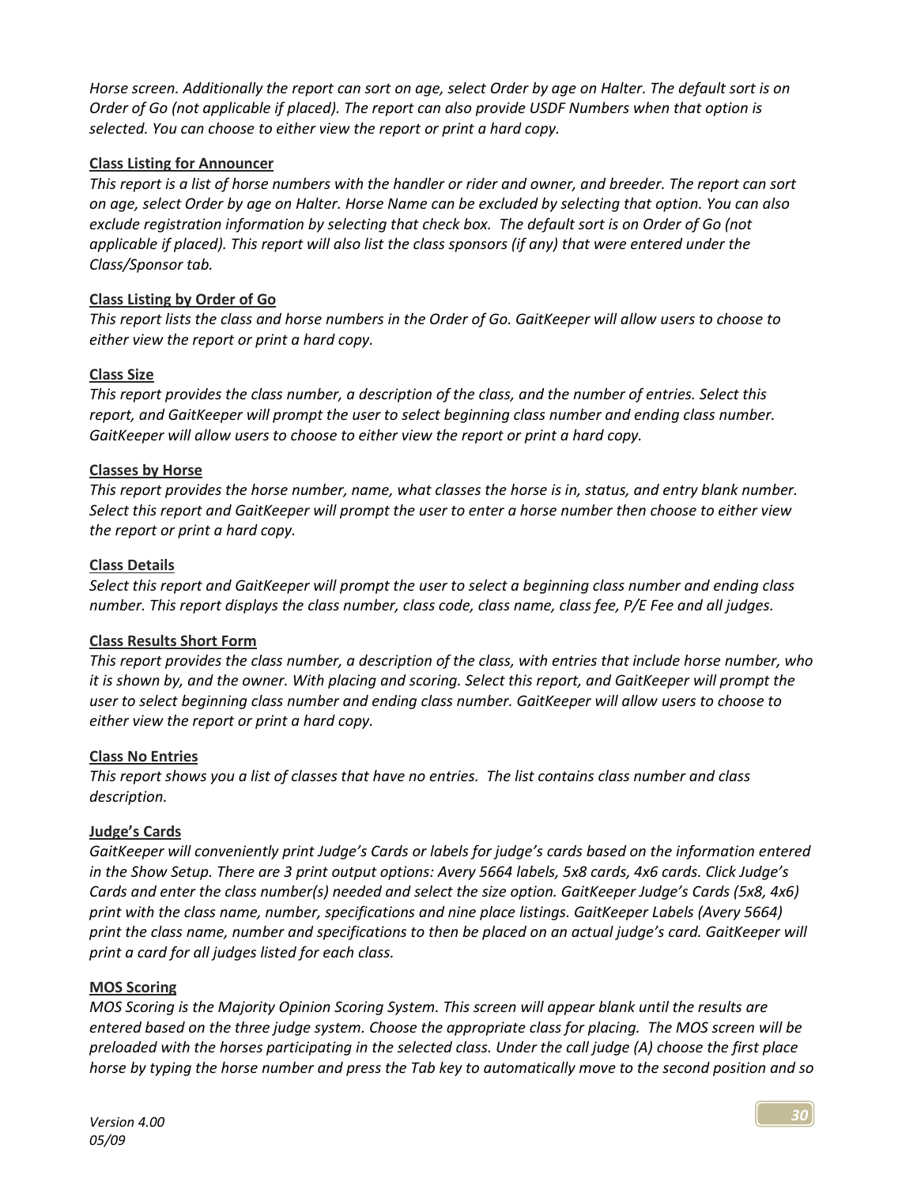*Horse screen. Additionally the report can sort on age, select Order by age on Halter. The default sort is on Order of Go (not applicable if placed). The report can also provide USDF Numbers when that option is selected. You can choose to either view the report or print a hard copy.*

**Class Listing for Announcer**

*This report is a list of horse numbers with the handler or rider and owner, and breeder. The report can sort on age, select Order by age on Halter. Horse Name can be excluded by selecting that option. You can also exclude registration information by selecting that check box. The default sort is on Order of Go (not applicable if placed). This report will also list the class sponsors (if any) that were entered under the Class/Sponsor tab.*

**Class Listing by Order of Go**

*This report lists the class and horse numbers in the Order of Go. GaitKeeper will allow users to choose to either view the report or print a hard copy.*

**Class Size**

*This report provides the class number, a description of the class, and the number of entries. Select this report, and GaitKeeper will prompt the user to select beginning class number and ending class number. GaitKeeper will allow users to choose to either view the report or print a hard copy.*

**Classes by Horse**

*This report provides the horse number, name, what classes the horse is in, status, and entry blank number. Select this report and GaitKeeper will prompt the user to enter a horse number then choose to either view the report or print a hard copy.*

**Class Details**

*Select this report and GaitKeeper will prompt the user to select a beginning class number and ending class number. This report displays the class number, class code, class name, class fee, P/E Fee and all judges.*

**Class Results Short Form**

*This report provides the class number, a description of the class, with entries that include horse number, who it is shown by, and the owner. With placing and scoring. Select this report, and GaitKeeper will prompt the user to select beginning class number and ending class number. GaitKeeper will allow users to choose to either view the report or print a hard copy.*

**Class No Entries**

*This report shows you a list of classes that have no entries. The list contains class number and class description.*

**Judge's Cards**

*GaitKeeper will conveniently print Judge's Cards or labels for judge's cards based on the information entered in the Show Setup. There are 3 print output options: Avery 5664 labels, 5x8 cards, 4x6 cards. Click Judge's Cards and enter the class number(s) needed and select the size option. GaitKeeper Judge's Cards (5x8, 4x6) print with the class name, number, specifications and nine place listings. GaitKeeper Labels (Avery 5664) print the class name, number and specifications to then be placed on an actual judge's card. GaitKeeper will print a card for all judges listed for each class.*

**MOS Scoring**

*MOS Scoring is the Majority Opinion Scoring System. This screen will appear blank until the results are entered based on the three judge system. Choose the appropriate class for placing. The MOS screen will be preloaded with the horses participating in the selected class. Under the call judge (A) choose the first place horse by typing the horse number and press the Tab key to automatically move to the second position and so*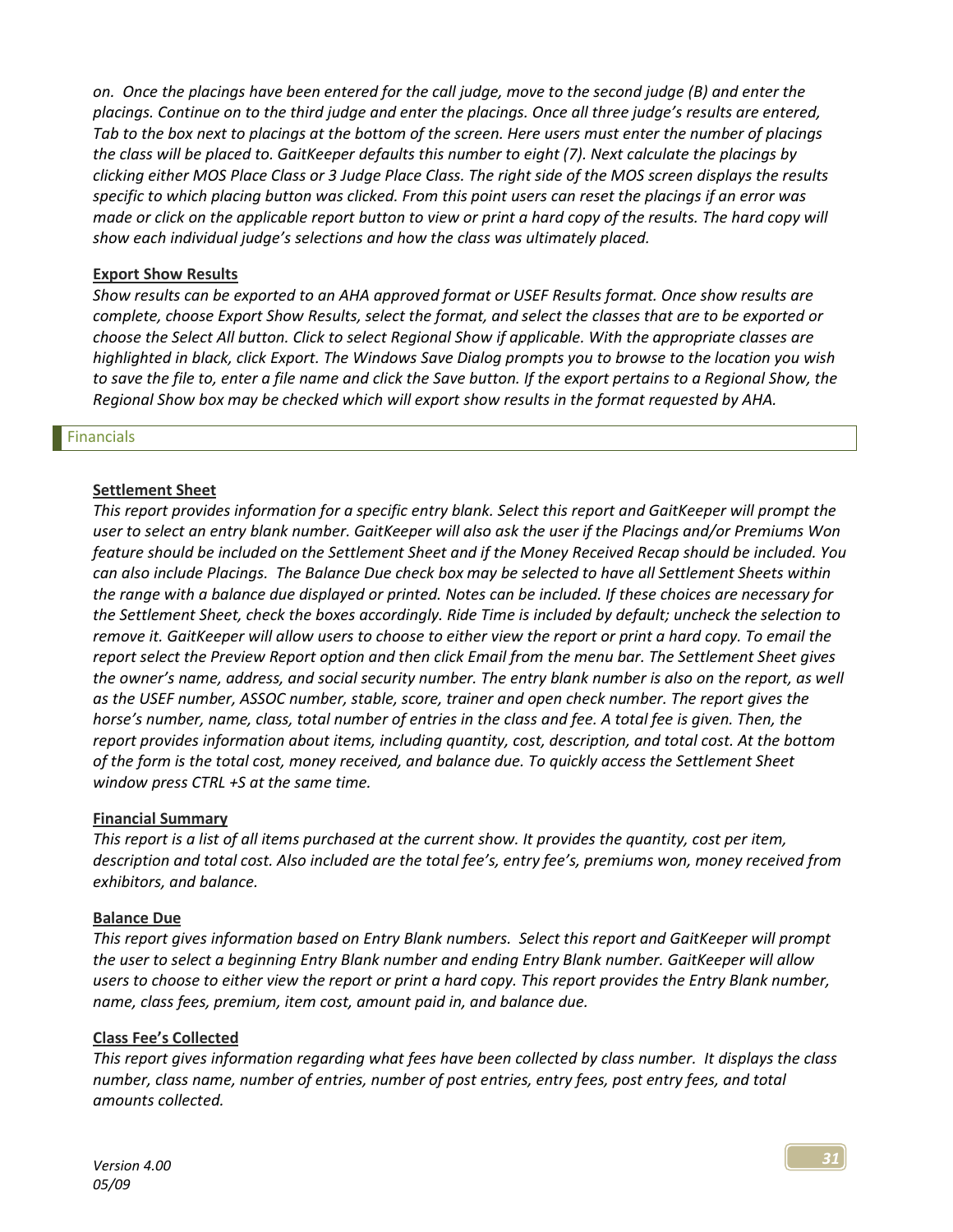*on. Once the placings have been entered for the call judge, move to the second judge (B) and enter the placings. Continue on to the third judge and enter the placings. Once all three judge's results are entered, Tab to the box next to placings at the bottom of the screen. Here users must enter the number of placings the class will be placed to. GaitKeeper defaults this number to eight (7). Next calculate the placings by clicking either MOS Place Class or 3 Judge Place Class. The right side of the MOS screen displays the results specific to which placing button was clicked. From this point users can reset the placings if an error was made or click on the applicable report button to view or print a hard copy of the results. The hard copy will show each individual judge's selections and how the class was ultimately placed.*

**Export Show Results**

*Show results can be exported to an AHA approved format or USEF Results format. Once show results are complete, choose Export Show Results, select the format, and select the classes that are to be exported or choose the Select All button. Click to select Regional Show if applicable. With the appropriate classes are highlighted in black, click Export. The Windows Save Dialog prompts you to browse to the location you wish to save the file to, enter a file name and click the Save button. If the export pertains to a Regional Show, the Regional Show box may be checked which will export show results in the format requested by AHA.*

## Financials

**Settlement Sheet**

*This report provides information for a specific entry blank. Select this report and GaitKeeper will prompt the user to select an entry blank number. GaitKeeper will also ask the user if the Placings and/or Premiums Won feature should be included on the Settlement Sheet and if the Money Received Recap should be included. You can also include Placings. The Balance Due check box may be selected to have all Settlement Sheets within the range with a balance due displayed or printed. Notes can be included. If these choices are necessary for the Settlement Sheet, check the boxes accordingly. Ride Time is included by default; uncheck the selection to remove it. GaitKeeper will allow users to choose to either view the report or print a hard copy. To email the report select the Preview Report option and then click Email from the menu bar. The Settlement Sheet gives the owner's name, address, and social security number. The entry blank number is also on the report, as well as the USEF number, ASSOC number, stable, score, trainer and open check number. The report gives the horse's number, name, class, total number of entries in the class and fee. A total fee is given. Then, the report provides information about items, including quantity, cost, description, and total cost. At the bottom of the form is the total cost, money received, and balance due. To quickly access the Settlement Sheet window press CTRL +S at the same time.*

**Financial Summary**

*This report is a list of all items purchased at the current show. It provides the quantity, cost per item, description and total cost. Also included are the total fee's, entry fee's, premiums won, money received from exhibitors, and balance.*

**Balance Due**

*This report gives information based on Entry Blank numbers. Select this report and GaitKeeper will prompt the user to select a beginning Entry Blank number and ending Entry Blank number. GaitKeeper will allow users to choose to either view the report or print a hard copy. This report provides the Entry Blank number, name, class fees, premium, item cost, amount paid in, and balance due.*

**Class Fee's Collected**

*This report gives information regarding what fees have been collected by class number. It displays the class number, class name, number of entries, number of post entries, entry fees, post entry fees, and total amounts collected.*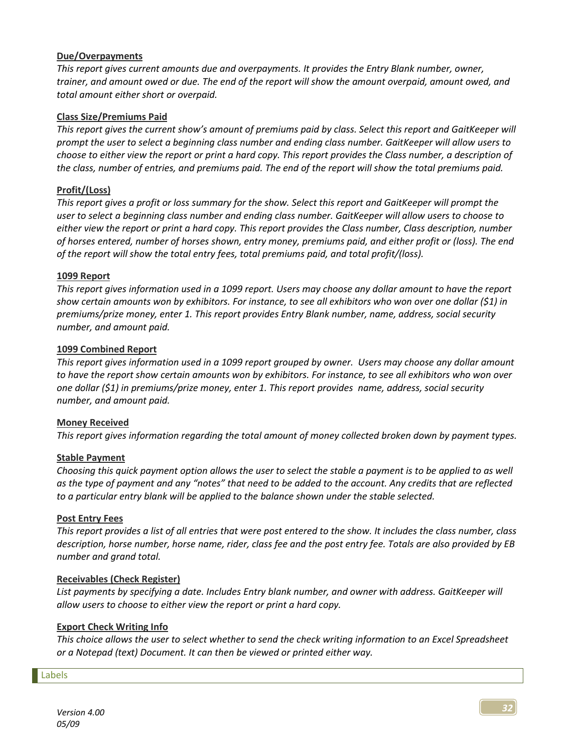**Due/Overpayments**

*This report gives current amounts due and overpayments. It provides the Entry Blank number, owner, trainer, and amount owed or due. The end of the report will show the amount overpaid, amount owed, and total amount either short or overpaid.*

**Class Size/Premiums Paid**

*This report gives the current show's amount of premiums paid by class. Select this report and GaitKeeper will prompt the user to select a beginning class number and ending class number. GaitKeeper will allow users to choose to either view the report or print a hard copy. This report provides the Class number, a description of the class, number of entries, and premiums paid. The end of the report will show the total premiums paid.*

**Profit/(Loss)**

*This report gives a profit or loss summary for the show. Select this report and GaitKeeper will prompt the user to select a beginning class number and ending class number. GaitKeeper will allow users to choose to either view the report or print a hard copy. This report provides the Class number, Class description, number of horses entered, number of horses shown, entry money, premiums paid, and either profit or (loss). The end of the report will show the total entry fees, total premiums paid, and total profit/(loss).*

**1099 Report**

*This report gives information used in a 1099 report. Users may choose any dollar amount to have the report show certain amounts won by exhibitors. For instance, to see all exhibitors who won over one dollar ($1) in premiums/prize money, enter 1. This report provides Entry Blank number, name, address, social security number, and amount paid.*

**1099 Combined Report**

*This report gives information used in a 1099 report grouped by owner. Users may choose any dollar amount to have the report show certain amounts won by exhibitors. For instance, to see all exhibitors who won over one dollar ($1) in premiums/prize money, enter 1. This report provides name, address, social security number, and amount paid.*

**Money Received**

*This report gives information regarding the total amount of money collected broken down by payment types.*

**Stable Payment**

*Choosing this quick payment option allows the user to select the stable a payment is to be applied to as well as the type of payment and any "notes" that need to be added to the account. Any credits that are reflected to a particular entry blank will be applied to the balance shown under the stable selected.*

**Post Entry Fees**

*This report provides a list of all entries that were post entered to the show. It includes the class number, class description, horse number, horse name, rider, class fee and the post entry fee. Totals are also provided by EB number and grand total.*

**Receivables (Check Register)**

*List payments by specifying a date. Includes Entry blank number, and owner with address. GaitKeeper will allow users to choose to either view the report or print a hard copy.*

**Export Check Writing Info**

*This choice allows the user to select whether to send the check writing information to an Excel Spreadsheet or a Notepad (text) Document. It can then be viewed or printed either way.*

## Labels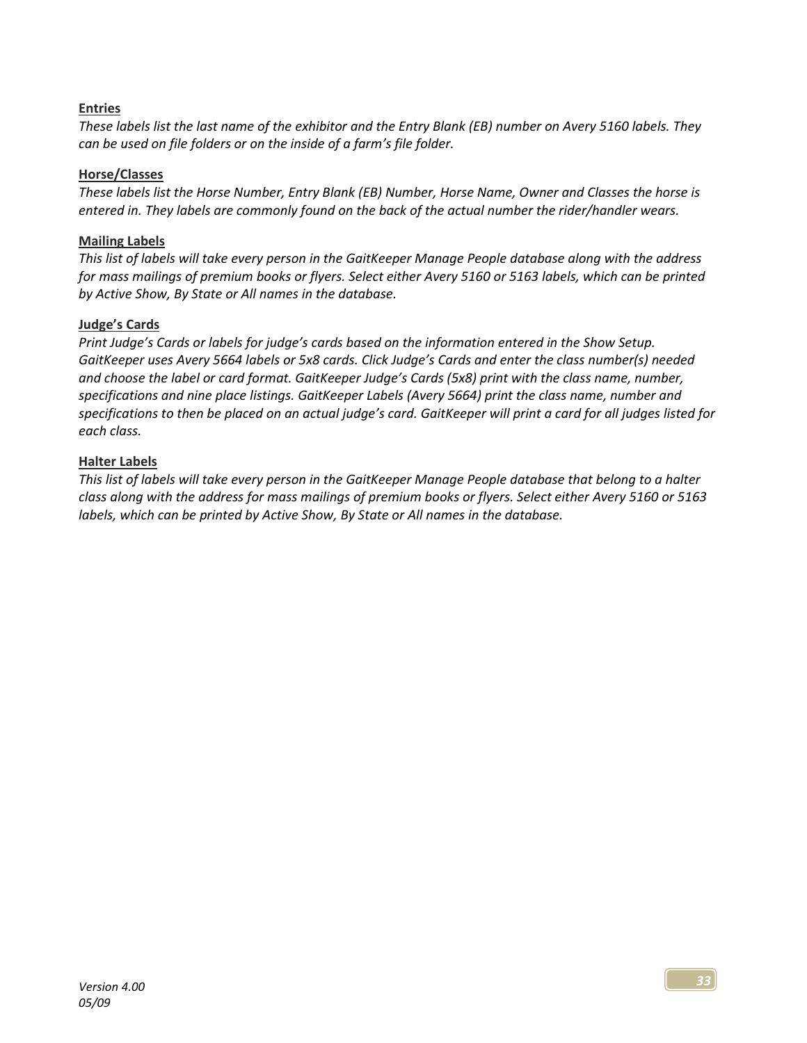**Entries**

*These labels list the last name of the exhibitor and the Entry Blank (EB) number on Avery 5160 labels. They can be used on file folders or on the inside of a farm's file folder.*

**Horse/Classes**

*These labels list the Horse Number, Entry Blank (EB) Number, Horse Name, Owner and Classes the horse is entered in. They labels are commonly found on the back of the actual number the rider/handler wears.*

**Mailing Labels**

*This list of labels will take every person in the GaitKeeper Manage People database along with the address for mass mailings of premium books or flyers. Select either Avery 5160 or 5163 labels, which can be printed by Active Show, By State or All names in the database.*

**Judge's Cards**

*Print Judge's Cards or labels for judge's cards based on the information entered in the Show Setup. GaitKeeper uses Avery 5664 labels or 5x8 cards. Click Judge's Cards and enter the class number(s) needed and choose the label or card format. GaitKeeper Judge's Cards (5x8) print with the class name, number, specifications and nine place listings. GaitKeeper Labels (Avery 5664) print the class name, number and specifications to then be placed on an actual judge's card. GaitKeeper will print a card for all judges listed for each class.*

**Halter Labels**

*This list of labels will take every person in the GaitKeeper Manage People database that belong to a halter class along with the address for mass mailings of premium books or flyers. Select either Avery 5160 or 5163 labels, which can be printed by Active Show, By State or All names in the database.*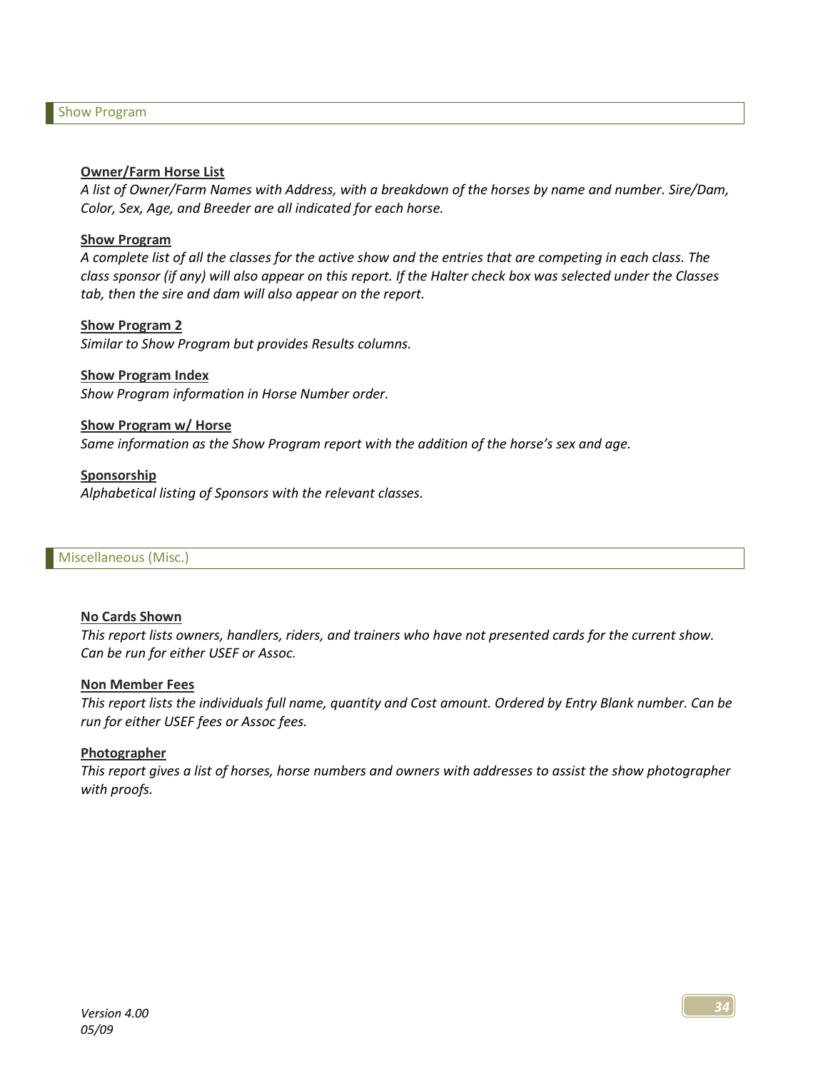## Show Program

**Owner/Farm Horse List**

*A list of Owner/Farm Names with Address, with a breakdown of the horses by name and number. Sire/Dam, Color, Sex, Age, and Breeder are all indicated for each horse.*

**Show Program**

*A complete list of all the classes for the active show and the entries that are competing in each class. The class sponsor (if any) will also appear on this report. If the Halter check box was selected under the Classes tab, then the sire and dam will also appear on the report.*

**Show Program 2**

*Similar to Show Program but provides Results columns.*

**Show Program Index**

*Show Program information in Horse Number order.*

**Show Program w/ Horse**

*Same information as the Show Program report with the addition of the horse's sex and age.*

**Sponsorship**

*Alphabetical listing of Sponsors with the relevant classes.*

## Miscellaneous (Misc.)

**No Cards Shown**

*This report lists owners, handlers, riders, and trainers who have not presented cards for the current show. Can be run for either USEF or Assoc.*

**Non Member Fees**

*This report lists the individuals full name, quantity and Cost amount. Ordered by Entry Blank number. Can be run for either USEF fees or Assoc fees.*

**Photographer**

*This report gives a list of horses, horse numbers and owners with addresses to assist the show photographer with proofs.*

*Version 4.00*
*05/09*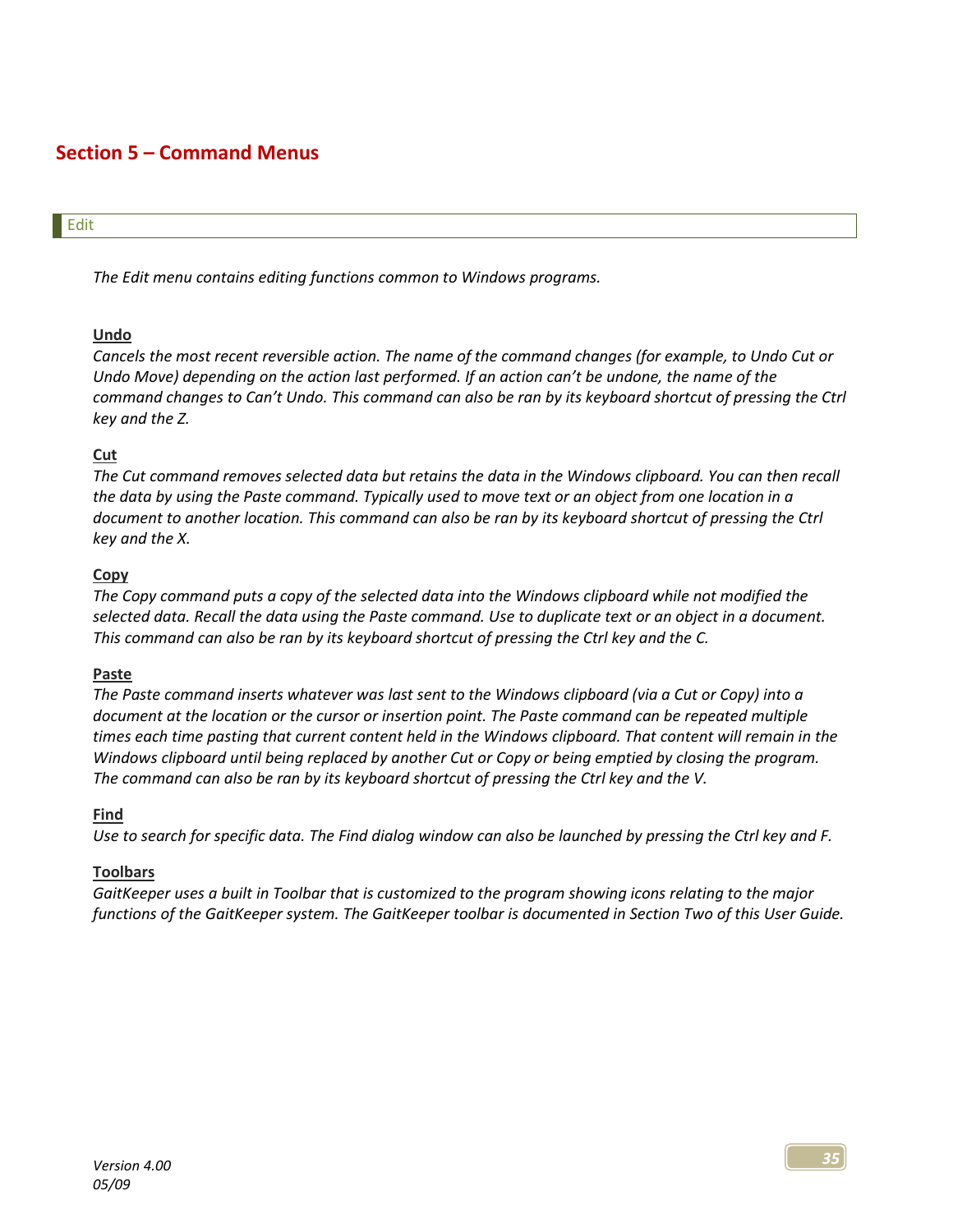# Section 5 – Command Menus

## Edit

*The Edit menu contains editing functions common to Windows programs.*

### Undo

*Cancels the most recent reversible action. The name of the command changes (for example, to Undo Cut or Undo Move) depending on the action last performed. If an action can't be undone, the name of the command changes to Can't Undo. This command can also be ran by its keyboard shortcut of pressing the Ctrl key and the Z.*

### Cut

*The Cut command removes selected data but retains the data in the Windows clipboard. You can then recall the data by using the Paste command. Typically used to move text or an object from one location in a document to another location. This command can also be ran by its keyboard shortcut of pressing the Ctrl key and the X.*

### Copy

*The Copy command puts a copy of the selected data into the Windows clipboard while not modified the selected data. Recall the data using the Paste command. Use to duplicate text or an object in a document. This command can also be ran by its keyboard shortcut of pressing the Ctrl key and the C.*

### Paste

*The Paste command inserts whatever was last sent to the Windows clipboard (via a Cut or Copy) into a document at the location or the cursor or insertion point. The Paste command can be repeated multiple times each time pasting that current content held in the Windows clipboard. That content will remain in the Windows clipboard until being replaced by another Cut or Copy or being emptied by closing the program. The command can also be ran by its keyboard shortcut of pressing the Ctrl key and the V.*

### Find

*Use to search for specific data. The Find dialog window can also be launched by pressing the Ctrl key and F.*

### Toolbars

*GaitKeeper uses a built in Toolbar that is customized to the program showing icons relating to the major functions of the GaitKeeper system. The GaitKeeper toolbar is documented in Section Two of this User Guide.*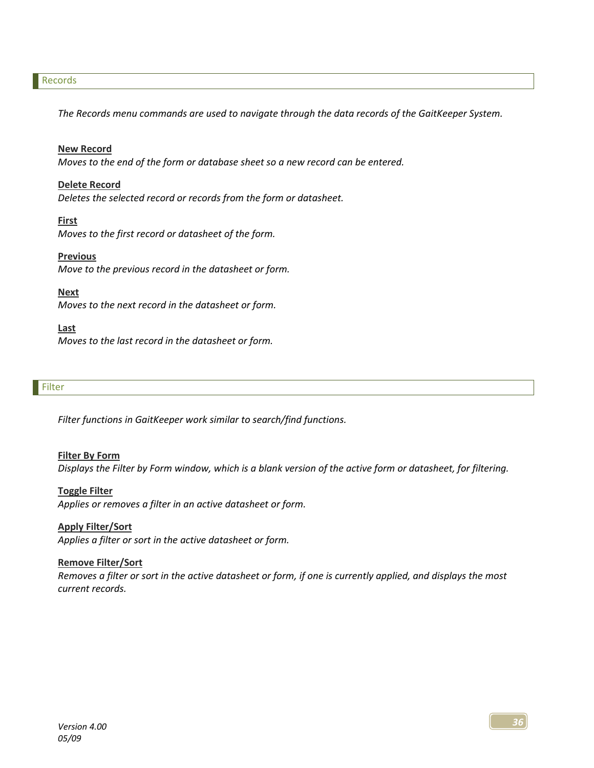## Records

*The Records menu commands are used to navigate through the data records of the GaitKeeper System.*

**New Record**
*Moves to the end of the form or database sheet so a new record can be entered.*

**Delete Record**
*Deletes the selected record or records from the form or datasheet.*

**First**
*Moves to the first record or datasheet of the form.*

**Previous**
*Move to the previous record in the datasheet or form.*

**Next**
*Moves to the next record in the datasheet or form.*

**Last**
*Moves to the last record in the datasheet or form.*

## Filter

*Filter functions in GaitKeeper work similar to search/find functions.*

**Filter By Form**
*Displays the Filter by Form window, which is a blank version of the active form or datasheet, for filtering.*

**Toggle Filter**
*Applies or removes a filter in an active datasheet or form.*

**Apply Filter/Sort**
*Applies a filter or sort in the active datasheet or form.*

**Remove Filter/Sort**
*Removes a filter or sort in the active datasheet or form, if one is currently applied, and displays the most current records.*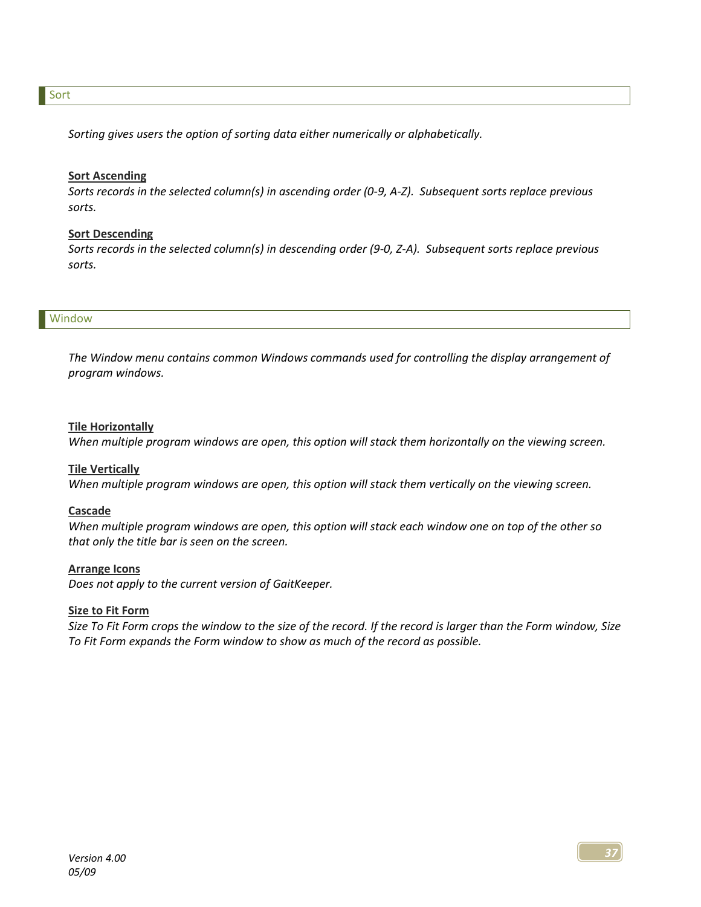## Sort

*Sorting gives users the option of sorting data either numerically or alphabetically.*

**Sort Ascending**

*Sorts records in the selected column(s) in ascending order (0-9, A-Z). Subsequent sorts replace previous sorts.*

**Sort Descending**

*Sorts records in the selected column(s) in descending order (9-0, Z-A). Subsequent sorts replace previous sorts.*

## Window

*The Window menu contains common Windows commands used for controlling the display arrangement of program windows.*

**Tile Horizontally**

*When multiple program windows are open, this option will stack them horizontally on the viewing screen.*

**Tile Vertically**

*When multiple program windows are open, this option will stack them vertically on the viewing screen.*

**Cascade**

*When multiple program windows are open, this option will stack each window one on top of the other so that only the title bar is seen on the screen.*

**Arrange Icons**

*Does not apply to the current version of GaitKeeper.*

**Size to Fit Form**

*Size To Fit Form crops the window to the size of the record. If the record is larger than the Form window, Size To Fit Form expands the Form window to show as much of the record as possible.*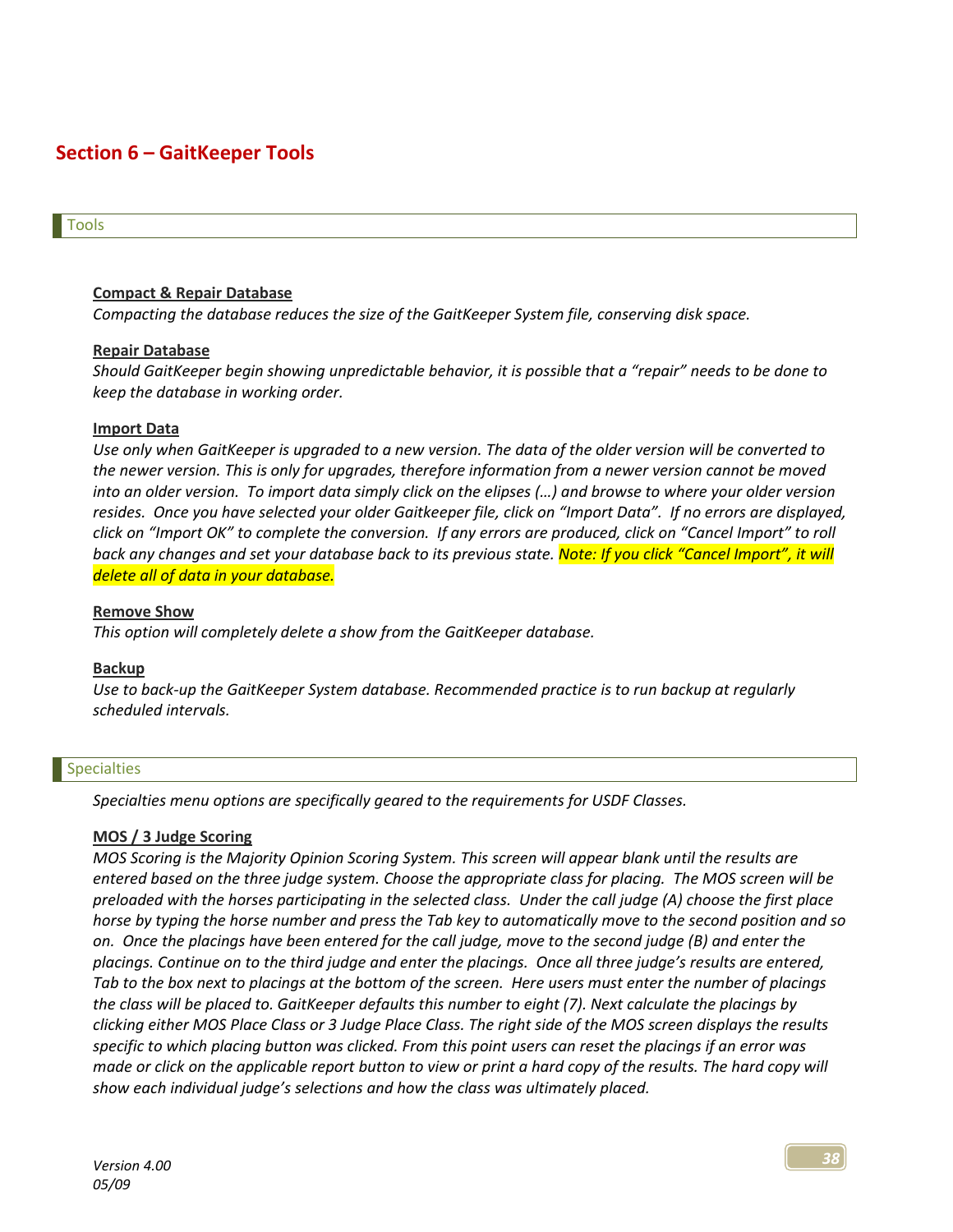# Section 6 – GaitKeeper Tools

## Tools

**Compact & Repair Database**

*Compacting the database reduces the size of the GaitKeeper System file, conserving disk space.*

**Repair Database**

*Should GaitKeeper begin showing unpredictable behavior, it is possible that a "repair" needs to be done to keep the database in working order.*

**Import Data**

*Use only when GaitKeeper is upgraded to a new version. The data of the older version will be converted to the newer version. This is only for upgrades, therefore information from a newer version cannot be moved into an older version. To import data simply click on the elipses (…) and browse to where your older version resides. Once you have selected your older Gaitkeeper file, click on "Import Data". If no errors are displayed, click on "Import OK" to complete the conversion. If any errors are produced, click on "Cancel Import" to roll back any changes and set your database back to its previous state. Note: If you click "Cancel Import", it will delete all of data in your database.*

**Remove Show**

*This option will completely delete a show from the GaitKeeper database.*

**Backup**

*Use to back-up the GaitKeeper System database. Recommended practice is to run backup at regularly scheduled intervals.*

## Specialties

*Specialties menu options are specifically geared to the requirements for USDF Classes.*

**MOS / 3 Judge Scoring**

*MOS Scoring is the Majority Opinion Scoring System. This screen will appear blank until the results are entered based on the three judge system. Choose the appropriate class for placing. The MOS screen will be preloaded with the horses participating in the selected class. Under the call judge (A) choose the first place horse by typing the horse number and press the Tab key to automatically move to the second position and so on. Once the placings have been entered for the call judge, move to the second judge (B) and enter the placings. Continue on to the third judge and enter the placings. Once all three judge's results are entered, Tab to the box next to placings at the bottom of the screen. Here users must enter the number of placings the class will be placed to. GaitKeeper defaults this number to eight (7). Next calculate the placings by clicking either MOS Place Class or 3 Judge Place Class. The right side of the MOS screen displays the results specific to which placing button was clicked. From this point users can reset the placings if an error was made or click on the applicable report button to view or print a hard copy of the results. The hard copy will show each individual judge's selections and how the class was ultimately placed.*

*Version 4.00*
*05/09*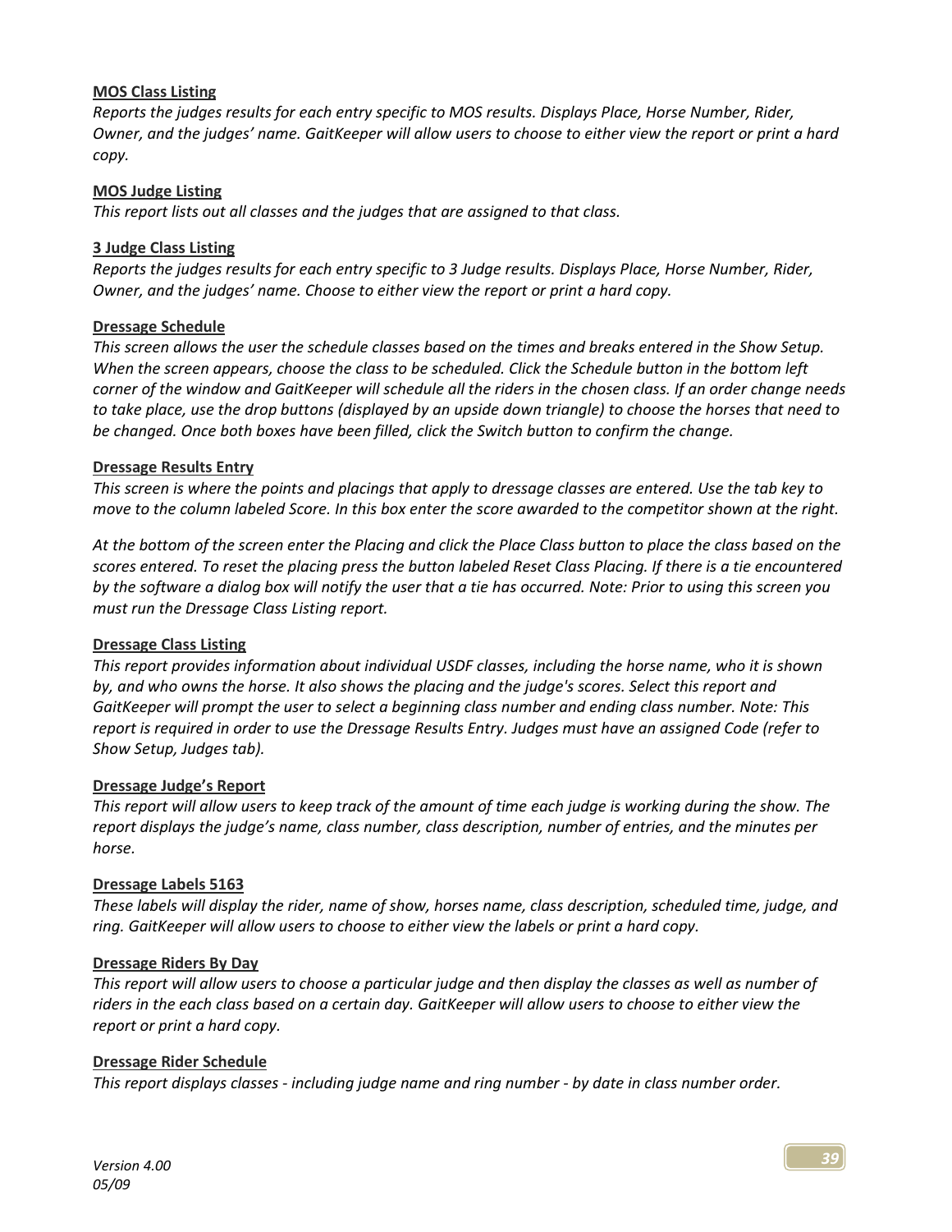**MOS Class Listing**

*Reports the judges results for each entry specific to MOS results. Displays Place, Horse Number, Rider, Owner, and the judges' name. GaitKeeper will allow users to choose to either view the report or print a hard copy.*

**MOS Judge Listing**

*This report lists out all classes and the judges that are assigned to that class.*

**3 Judge Class Listing**

*Reports the judges results for each entry specific to 3 Judge results. Displays Place, Horse Number, Rider, Owner, and the judges' name. Choose to either view the report or print a hard copy.*

**Dressage Schedule**

*This screen allows the user the schedule classes based on the times and breaks entered in the Show Setup. When the screen appears, choose the class to be scheduled. Click the Schedule button in the bottom left corner of the window and GaitKeeper will schedule all the riders in the chosen class. If an order change needs to take place, use the drop buttons (displayed by an upside down triangle) to choose the horses that need to be changed. Once both boxes have been filled, click the Switch button to confirm the change.*

**Dressage Results Entry**

*This screen is where the points and placings that apply to dressage classes are entered. Use the tab key to move to the column labeled Score. In this box enter the score awarded to the competitor shown at the right.*

*At the bottom of the screen enter the Placing and click the Place Class button to place the class based on the scores entered. To reset the placing press the button labeled Reset Class Placing. If there is a tie encountered by the software a dialog box will notify the user that a tie has occurred. Note: Prior to using this screen you must run the Dressage Class Listing report.*

**Dressage Class Listing**

*This report provides information about individual USDF classes, including the horse name, who it is shown by, and who owns the horse. It also shows the placing and the judge's scores. Select this report and GaitKeeper will prompt the user to select a beginning class number and ending class number. Note: This report is required in order to use the Dressage Results Entry. Judges must have an assigned Code (refer to Show Setup, Judges tab).*

**Dressage Judge's Report**

*This report will allow users to keep track of the amount of time each judge is working during the show. The report displays the judge's name, class number, class description, number of entries, and the minutes per horse.*

**Dressage Labels 5163**

*These labels will display the rider, name of show, horses name, class description, scheduled time, judge, and ring. GaitKeeper will allow users to choose to either view the labels or print a hard copy.*

**Dressage Riders By Day**

*This report will allow users to choose a particular judge and then display the classes as well as number of riders in the each class based on a certain day. GaitKeeper will allow users to choose to either view the report or print a hard copy.*

**Dressage Rider Schedule**

*This report displays classes - including judge name and ring number - by date in class number order.*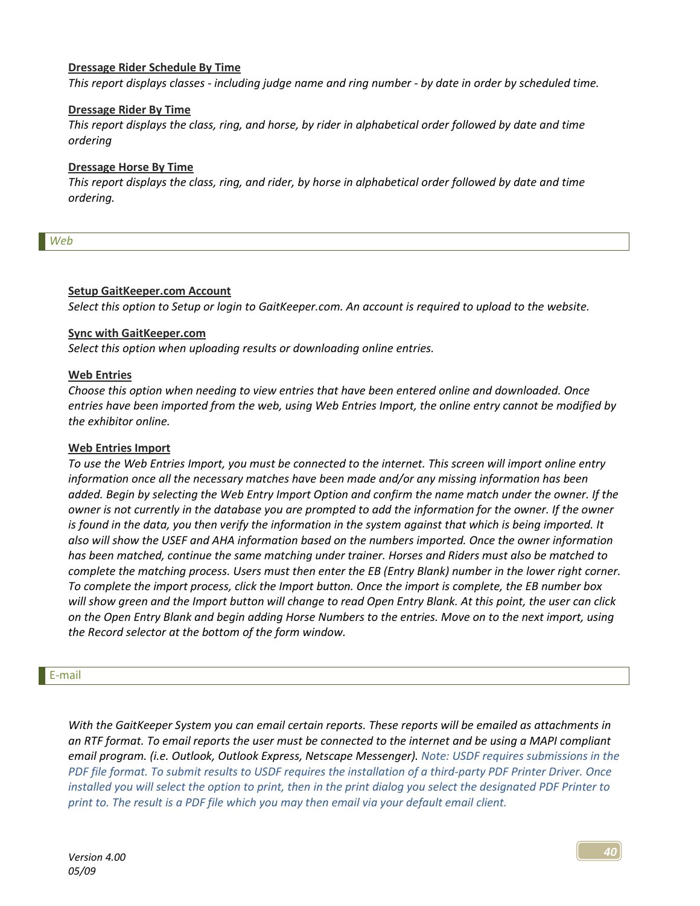**Dressage Rider Schedule By Time**

*This report displays classes - including judge name and ring number - by date in order by scheduled time.*

**Dressage Rider By Time**

*This report displays the class, ring, and horse, by rider in alphabetical order followed by date and time ordering*

**Dressage Horse By Time**

*This report displays the class, ring, and rider, by horse in alphabetical order followed by date and time ordering.*

## Web

**Setup GaitKeeper.com Account**

*Select this option to Setup or login to GaitKeeper.com. An account is required to upload to the website.*

**Sync with GaitKeeper.com**

*Select this option when uploading results or downloading online entries.*

**Web Entries**

*Choose this option when needing to view entries that have been entered online and downloaded. Once entries have been imported from the web, using Web Entries Import, the online entry cannot be modified by the exhibitor online.*

**Web Entries Import**

*To use the Web Entries Import, you must be connected to the internet. This screen will import online entry information once all the necessary matches have been made and/or any missing information has been added. Begin by selecting the Web Entry Import Option and confirm the name match under the owner. If the owner is not currently in the database you are prompted to add the information for the owner. If the owner is found in the data, you then verify the information in the system against that which is being imported. It also will show the USEF and AHA information based on the numbers imported. Once the owner information has been matched, continue the same matching under trainer. Horses and Riders must also be matched to complete the matching process. Users must then enter the EB (Entry Blank) number in the lower right corner. To complete the import process, click the Import button. Once the import is complete, the EB number box will show green and the Import button will change to read Open Entry Blank. At this point, the user can click on the Open Entry Blank and begin adding Horse Numbers to the entries. Move on to the next import, using the Record selector at the bottom of the form window.*

## E-mail

*With the GaitKeeper System you can email certain reports. These reports will be emailed as attachments in an RTF format. To email reports the user must be connected to the internet and be using a MAPI compliant email program. (i.e. Outlook, Outlook Express, Netscape Messenger). Note: USDF requires submissions in the PDF file format. To submit results to USDF requires the installation of a third-party PDF Printer Driver. Once installed you will select the option to print, then in the print dialog you select the designated PDF Printer to print to. The result is a PDF file which you may then email via your default email client.*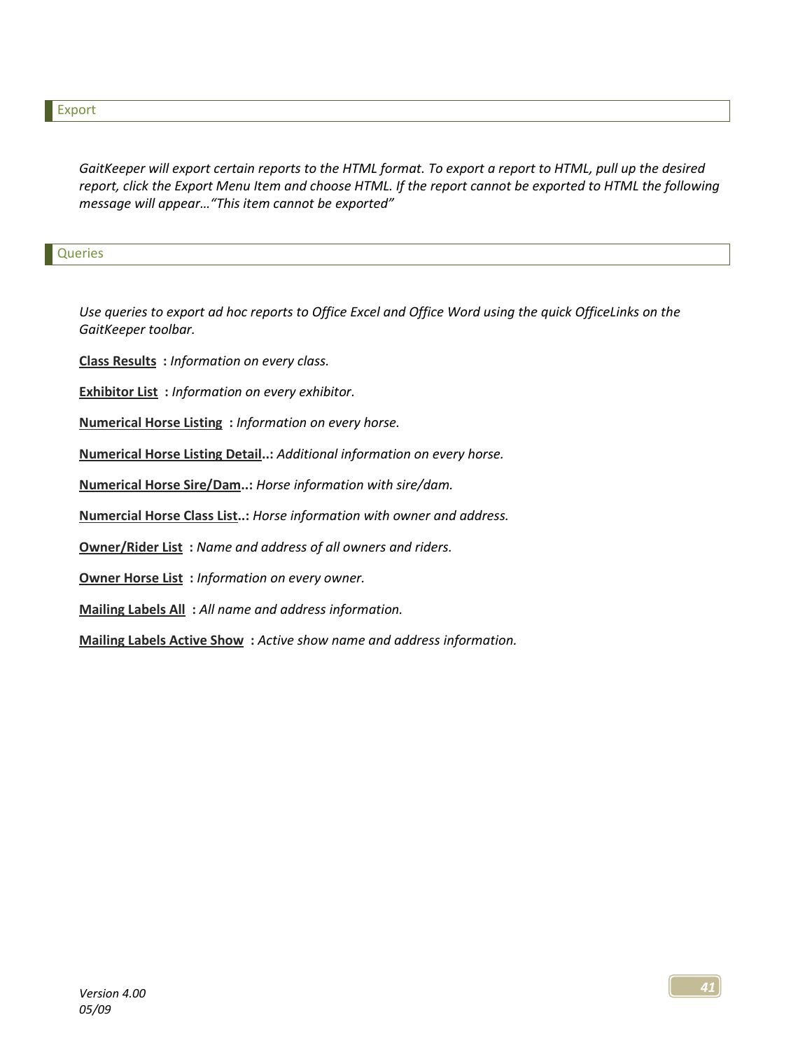## Export

*GaitKeeper will export certain reports to the HTML format. To export a report to HTML, pull up the desired report, click the Export Menu Item and choose HTML. If the report cannot be exported to HTML the following message will appear…"This item cannot be exported"*

## Queries

*Use queries to export ad hoc reports to Office Excel and Office Word using the quick OfficeLinks on the GaitKeeper toolbar.*

**Class Results** **:** *Information on every class.*

**Exhibitor List** **:** *Information on every exhibitor.*

**Numerical Horse Listing** **:** *Information on every horse.*

**Numerical Horse Listing Detail..:** *Additional information on every horse.*

**Numerical Horse Sire/Dam..:** *Horse information with sire/dam.*

**Numercial Horse Class List..:** *Horse information with owner and address.*

**Owner/Rider List** **:** *Name and address of all owners and riders.*

**Owner Horse List** **:** *Information on every owner.*

**Mailing Labels All** **:** *All name and address information.*

**Mailing Labels Active Show** **:** *Active show name and address information.*

*Version 4.00*
*05/09*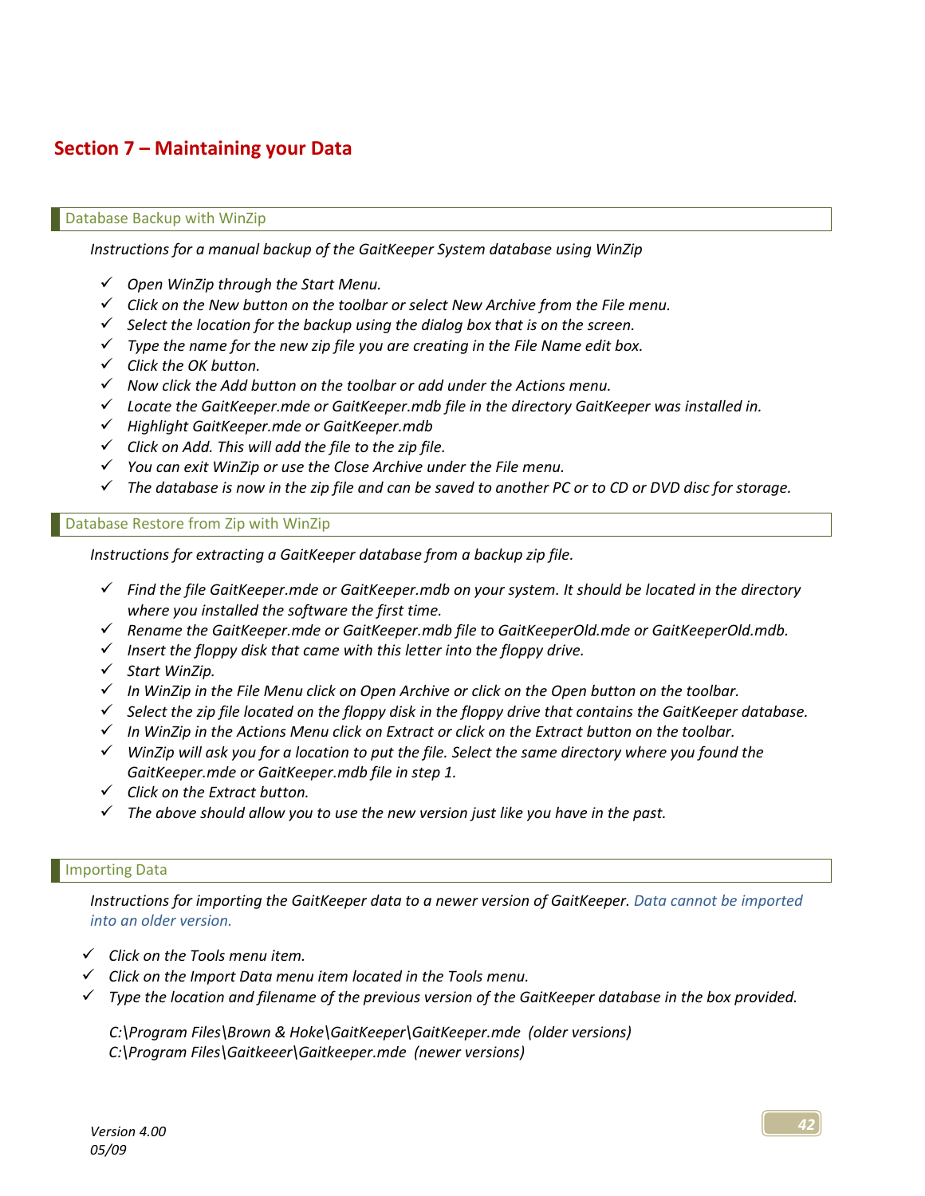# Section 7 – Maintaining your Data

## Database Backup with WinZip

*Instructions for a manual backup of the GaitKeeper System database using WinZip*

- ✓ *Open WinZip through the Start Menu.*
- ✓ *Click on the New button on the toolbar or select New Archive from the File menu.*
- ✓ *Select the location for the backup using the dialog box that is on the screen.*
- ✓ *Type the name for the new zip file you are creating in the File Name edit box.*
- ✓ *Click the OK button.*
- ✓ *Now click the Add button on the toolbar or add under the Actions menu.*
- ✓ *Locate the GaitKeeper.mde or GaitKeeper.mdb file in the directory GaitKeeper was installed in.*
- ✓ *Highlight GaitKeeper.mde or GaitKeeper.mdb*
- ✓ *Click on Add. This will add the file to the zip file.*
- ✓ *You can exit WinZip or use the Close Archive under the File menu.*
- ✓ *The database is now in the zip file and can be saved to another PC or to CD or DVD disc for storage.*

## Database Restore from Zip with WinZip

*Instructions for extracting a GaitKeeper database from a backup zip file.*

- ✓ *Find the file GaitKeeper.mde or GaitKeeper.mdb on your system. It should be located in the directory where you installed the software the first time.*
- ✓ *Rename the GaitKeeper.mde or GaitKeeper.mdb file to GaitKeeperOld.mde or GaitKeeperOld.mdb.*
- ✓ *Insert the floppy disk that came with this letter into the floppy drive.*
- ✓ *Start WinZip.*
- ✓ *In WinZip in the File Menu click on Open Archive or click on the Open button on the toolbar.*
- ✓ *Select the zip file located on the floppy disk in the floppy drive that contains the GaitKeeper database.*
- ✓ *In WinZip in the Actions Menu click on Extract or click on the Extract button on the toolbar.*
- ✓ *WinZip will ask you for a location to put the file. Select the same directory where you found the GaitKeeper.mde or GaitKeeper.mdb file in step 1.*
- ✓ *Click on the Extract button.*
- ✓ *The above should allow you to use the new version just like you have in the past.*

## Importing Data

*Instructions for importing the GaitKeeper data to a newer version of GaitKeeper. Data cannot be imported into an older version.*

- ✓ *Click on the Tools menu item.*
- ✓ *Click on the Import Data menu item located in the Tools menu.*
- ✓ *Type the location and filename of the previous version of the GaitKeeper database in the box provided.*

  *C:\Program Files\Brown & Hoke\GaitKeeper\GaitKeeper.mde (older versions)*
  *C:\Program Files\Gaitkeeer\Gaitkeeper.mde (newer versions)*

*Version 4.00*
*05/09*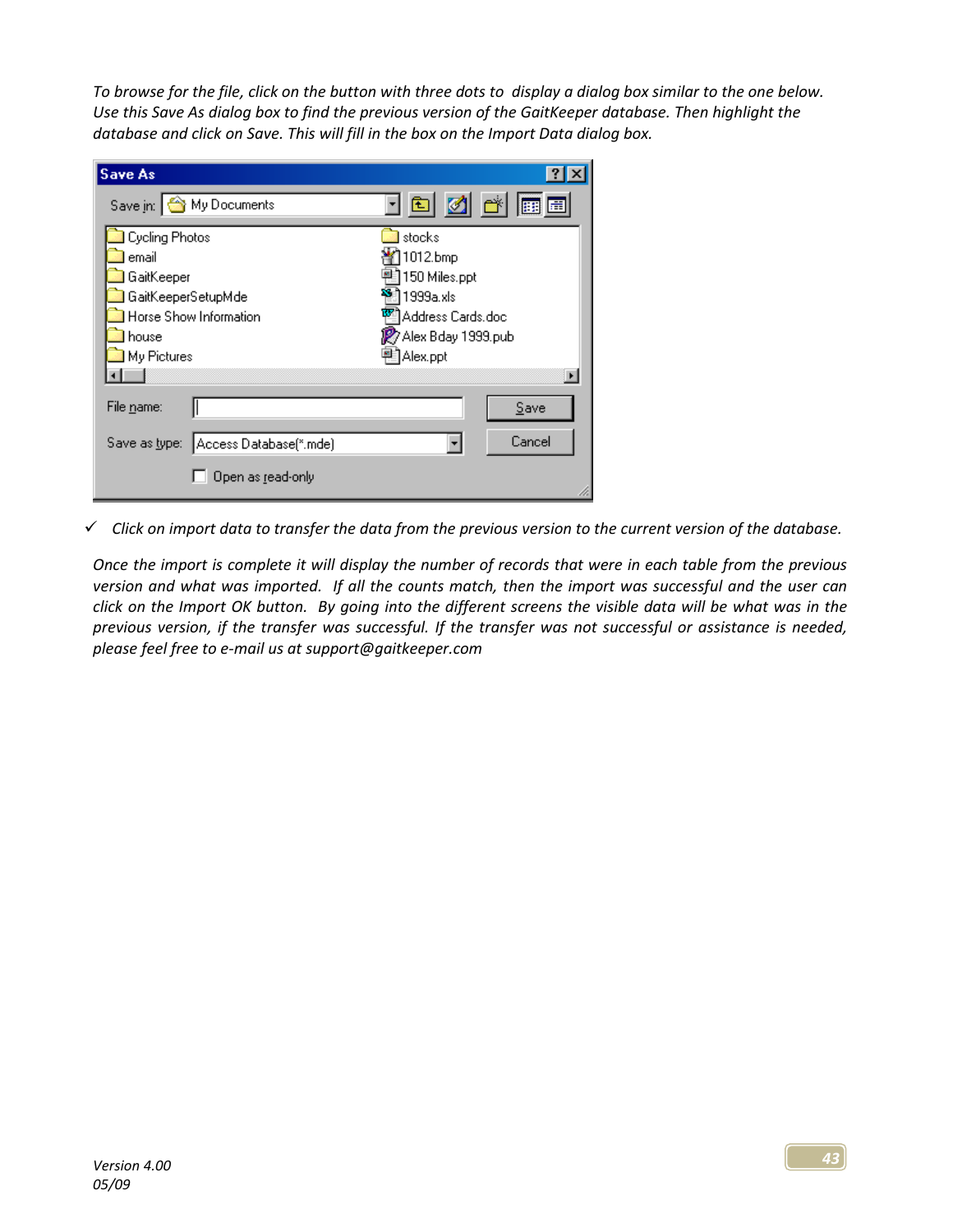*To browse for the file, click on the button with three dots to display a dialog box similar to the one below. Use this Save As dialog box to find the previous version of the GaitKeeper database. Then highlight the database and click on Save. This will fill in the box on the Import Data dialog box.*

- ✓ *Click on import data to transfer the data from the previous version to the current version of the database.*

*Once the import is complete it will display the number of records that were in each table from the previous version and what was imported. If all the counts match, then the import was successful and the user can click on the Import OK button. By going into the different screens the visible data will be what was in the previous version, if the transfer was successful. If the transfer was not successful or assistance is needed, please feel free to e-mail us at support@gaitkeeper.com*

*Version 4.00*
*05/09*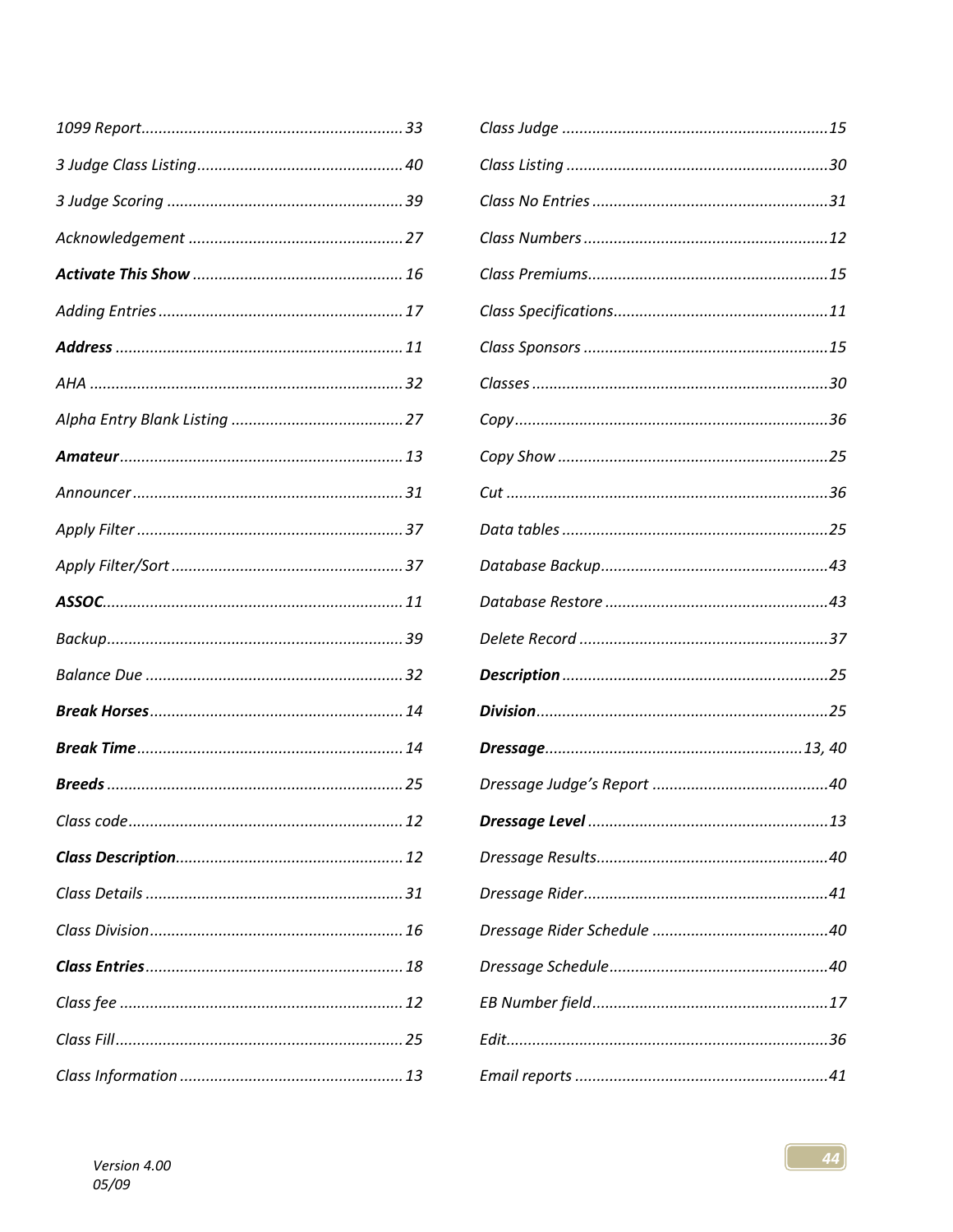*1099 Report............................................................33*

*3 Judge Class Listing................................................40*

*3 Judge Scoring .......................................................39*

*Acknowledgement ..................................................27*

***Activate This Show*** *................................................16*

*Adding Entries.........................................................17*

***Address*** *..................................................................11*

*AHA .........................................................................32*

*Alpha Entry Blank Listing ........................................27*

***Amateur****.................................................................13*

*Announcer..............................................................31*

*Apply Filter.............................................................37*

*Apply Filter/Sort.....................................................37*

***ASSOC****.....................................................................11*

*Backup....................................................................39*

*Balance Due ............................................................32*

***Break Horses****..........................................................14*

***Break Time****.............................................................14*

***Breeds*** *....................................................................25*

*Class code................................................................12*

***Class Description****....................................................12*

*Class Details ............................................................31*

*Class Division...........................................................16*

***Class Entries****............................................................18*

*Class fee .................................................................12*

*Class Fill..................................................................25*

*Class Information ....................................................13*

*Class Judge .............................................................15*

*Class Listing ............................................................30*

*Class No Entries .......................................................31*

*Class Numbers .........................................................12*

*Class Premiums........................................................15*

*Class Specifications..................................................11*

*Class Sponsors .........................................................15*

*Classes ....................................................................30*

*Copy........................................................................36*

*Copy Show ..............................................................25*

*Cut ..........................................................................36*

*Data tables ..............................................................25*

*Database Backup.....................................................43*

*Database Restore ....................................................43*

*Delete Record ..........................................................37*

***Description*** *..............................................................25*

***Division****...................................................................25*

***Dressage****............................................................13, 40*

*Dressage Judge's Report .........................................40*

***Dressage Level*** *........................................................13*

*Dressage Results......................................................40*

*Dressage Rider.........................................................41*

*Dressage Rider Schedule .........................................40*

*Dressage Schedule...................................................40*

*EB Number field.......................................................17*

*Edit..........................................................................36*

*Email reports ...........................................................41*

*Version 4.00*
*05/09*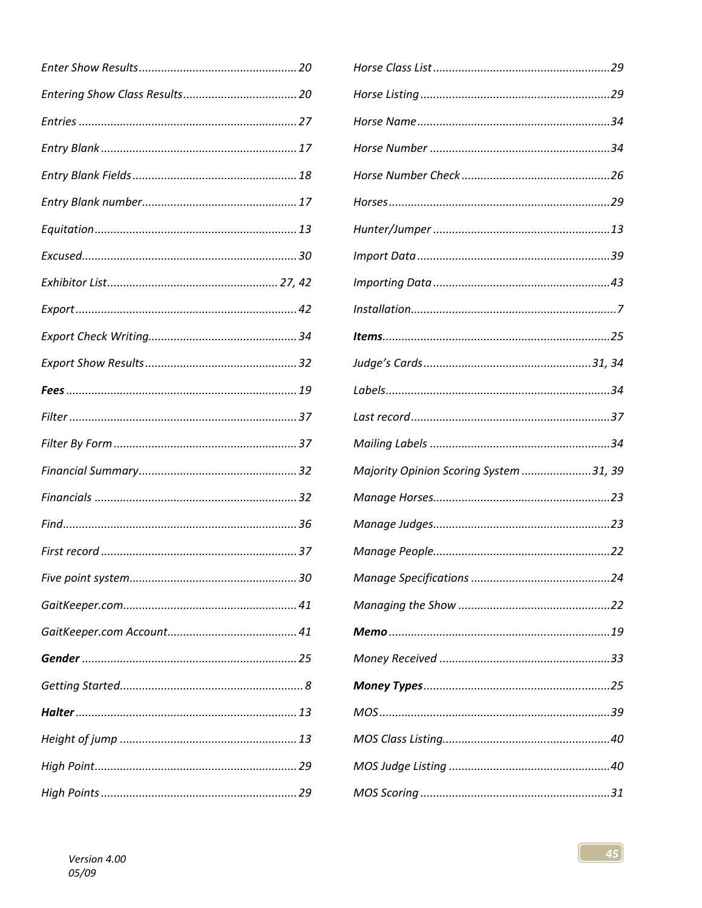*Enter Show Results* .................................................. 20

*Entering Show Class Results* .................................... 20

*Entries* .................................................................... 27

*Entry Blank* ............................................................. 17

*Entry Blank Fields* ................................................... 18

*Entry Blank number* ................................................. 17

*Equitation* ............................................................... 13

*Excused* ................................................................... 30

*Exhibitor List* ..................................................... 27, 42

*Export* ..................................................................... 42

*Export Check Writing* ............................................... 34

*Export Show Results* ................................................ 32

***Fees*** ........................................................................ 19

*Filter* ....................................................................... 37

*Filter By Form* .......................................................... 37

*Financial Summary* .................................................. 32

*Financials* ............................................................... 32

*Find* ......................................................................... 36

*First record* ............................................................. 37

*Five point system* .................................................... 30

*GaitKeeper.com* ....................................................... 41

*GaitKeeper.com Account* ......................................... 41

***Gender*** ................................................................... 25

*Getting Started* .......................................................... 8

***Halter*** ..................................................................... 13

*Height of jump* ........................................................ 13

*High Point* ............................................................... 29

*High Points* ............................................................. 29

*Horse Class List* ....................................................... 29

*Horse Listing* ........................................................... 29

*Horse Name* ............................................................ 34

*Horse Number* ........................................................ 34

*Horse Number Check* .............................................. 26

*Horses* ..................................................................... 29

*Hunter/Jumper* ....................................................... 13

*Import Data* ............................................................ 39

*Importing Data* ....................................................... 43

*Installation* ................................................................ 7

***Items*** ....................................................................... 25

*Judge's Cards* .................................................... 31, 34

*Labels* ...................................................................... 34

*Last record* .............................................................. 37

*Mailing Labels* ........................................................ 34

*Majority Opinion Scoring System* ...................... 31, 39

*Manage Horses* ....................................................... 23

*Manage Judges* ....................................................... 23

*Manage People* ....................................................... 22

*Manage Specifications* ............................................ 24

*Managing the Show* ................................................ 22

***Memo*** ..................................................................... 19

*Money Received* ...................................................... 33

***Money Types*** .......................................................... 25

*MOS* ........................................................................ 39

*MOS Class Listing* .................................................... 40

*MOS Judge Listing* .................................................. 40

*MOS Scoring* ........................................................... 31

*Version 4.00*
*05/09*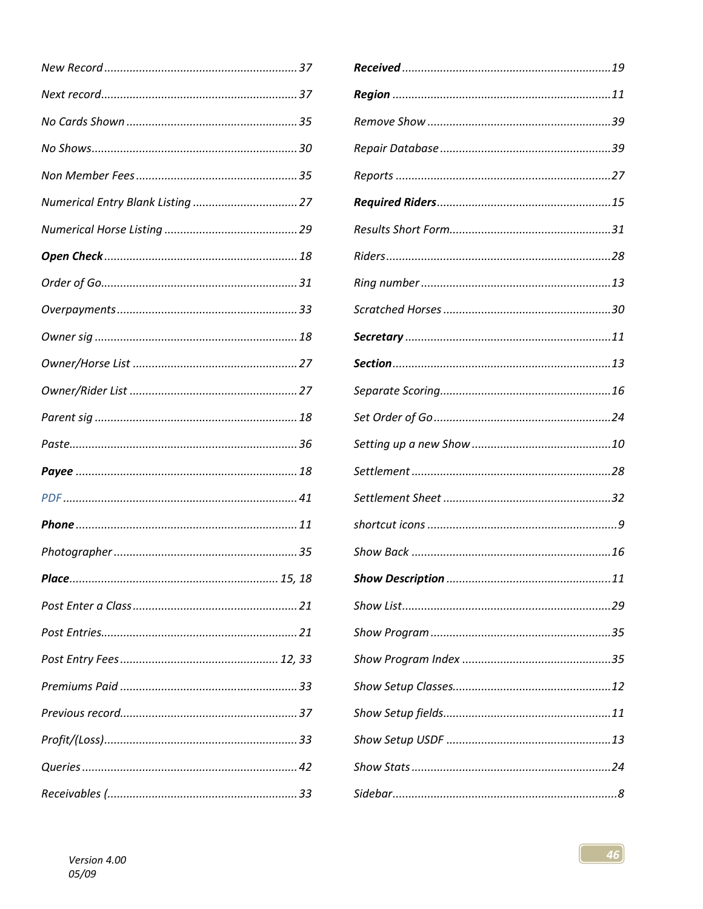*New Record* ............................................................. *37*

*Next record*............................................................. *37*

*No Cards Shown* ..................................................... *35*

*No Shows*................................................................ *30*

*Non Member Fees* ................................................... *35*

*Numerical Entry Blank Listing* ................................. *27*

*Numerical Horse Listing* .......................................... *29*

***Open Check*** ............................................................. *18*

*Order of Go*............................................................. *31*

*Overpayments* ........................................................ *33*

*Owner sig* ............................................................... *18*

*Owner/Horse List* ................................................... *27*

*Owner/Rider List* .................................................... *27*

*Parent sig* ............................................................... *18*

*Paste*....................................................................... *36*

***Payee*** ..................................................................... *18*

*PDF* ......................................................................... *41*

***Phone*** ..................................................................... *11*

*Photographer* ......................................................... *35*

***Place***................................................................. *15, 18*

*Post Enter a Class* ................................................... *21*

*Post Entries*............................................................. *21*

*Post Entry Fees* ................................................. *12, 33*

*Premiums Paid* ....................................................... *33*

*Previous record*....................................................... *37*

*Profit/(Loss)*............................................................ *33*

*Queries* .................................................................. *42*

*Receivables (*........................................................... *33*

***Received*** ................................................................. *19*

***Region*** .................................................................... *11*

*Remove Show* ......................................................... *39*

*Repair Database* ..................................................... *39*

*Reports* ................................................................... *27*

***Required Riders***...................................................... *15*

*Results Short Form*.................................................. *31*

*Riders*...................................................................... *28*

*Ring number* ........................................................... *13*

*Scratched Horses* .................................................... *30*

***Secretary*** ................................................................ *11*

***Section***.................................................................... *13*

*Separate Scoring*..................................................... *16*

*Set Order of Go* ....................................................... *24*

*Setting up a new Show* ........................................... *10*

*Settlement* .............................................................. *28*

*Settlement Sheet* .................................................... *32*

*shortcut icons* ........................................................... *9*

*Show Back* .............................................................. *16*

***Show Description*** ................................................... *11*

*Show List*................................................................. *29*

*Show Program* ........................................................ *35*

*Show Program Index* .............................................. *35*

*Show Setup Classes*................................................. *12*

*Show Setup fields*.................................................... *11*

*Show Setup USDF* ................................................... *13*

*Show Stats* .............................................................. *24*

*Sidebar*...................................................................... *8*

*Version 4.00*
*05/09*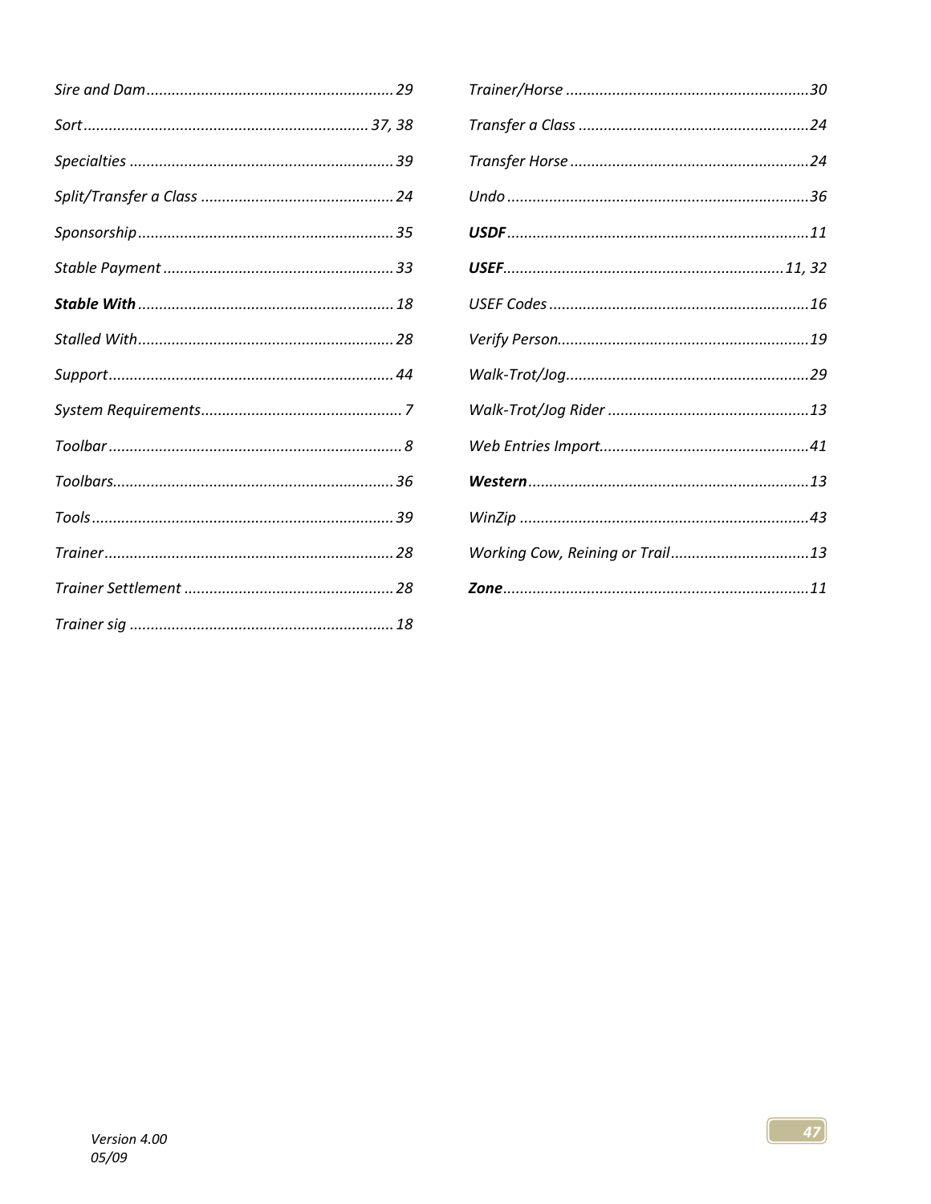*Sire and Dam* ........................................................... 29

*Sort* .................................................................... 37, 38

*Specialties* ............................................................... 39

*Split/Transfer a Class* .............................................. 24

*Sponsorship* ............................................................. 35

*Stable Payment* ....................................................... 33

***Stable With*** ............................................................ 18

*Stalled With* ............................................................. 28

*Support* .................................................................... 44

*System Requirements* ................................................ 7

*Toolbar* ...................................................................... 8

*Toolbars* ................................................................... 36

*Tools* ........................................................................ 39

*Trainer* ..................................................................... 28

*Trainer Settlement* .................................................. 28

*Trainer sig* ............................................................... 18

*Trainer/Horse* .......................................................... 30

*Transfer a Class* ....................................................... 24

*Transfer Horse* ......................................................... 24

*Undo* ........................................................................ 36

***USDF*** ........................................................................ 11

***USEF*** ................................................................... 11, 32

*USEF Codes* .............................................................. 16

*Verify Person* ............................................................ 19

*Walk-Trot/Jog* .......................................................... 29

*Walk-Trot/Jog Rider* ................................................ 13

*Web Entries Import* .................................................. 41

***Western*** .................................................................. 13

*WinZip* ..................................................................... 43

*Working Cow, Reining or Trail* ................................. 13

***Zone*** ........................................................................ 11

*Version 4.00*
*05/09*